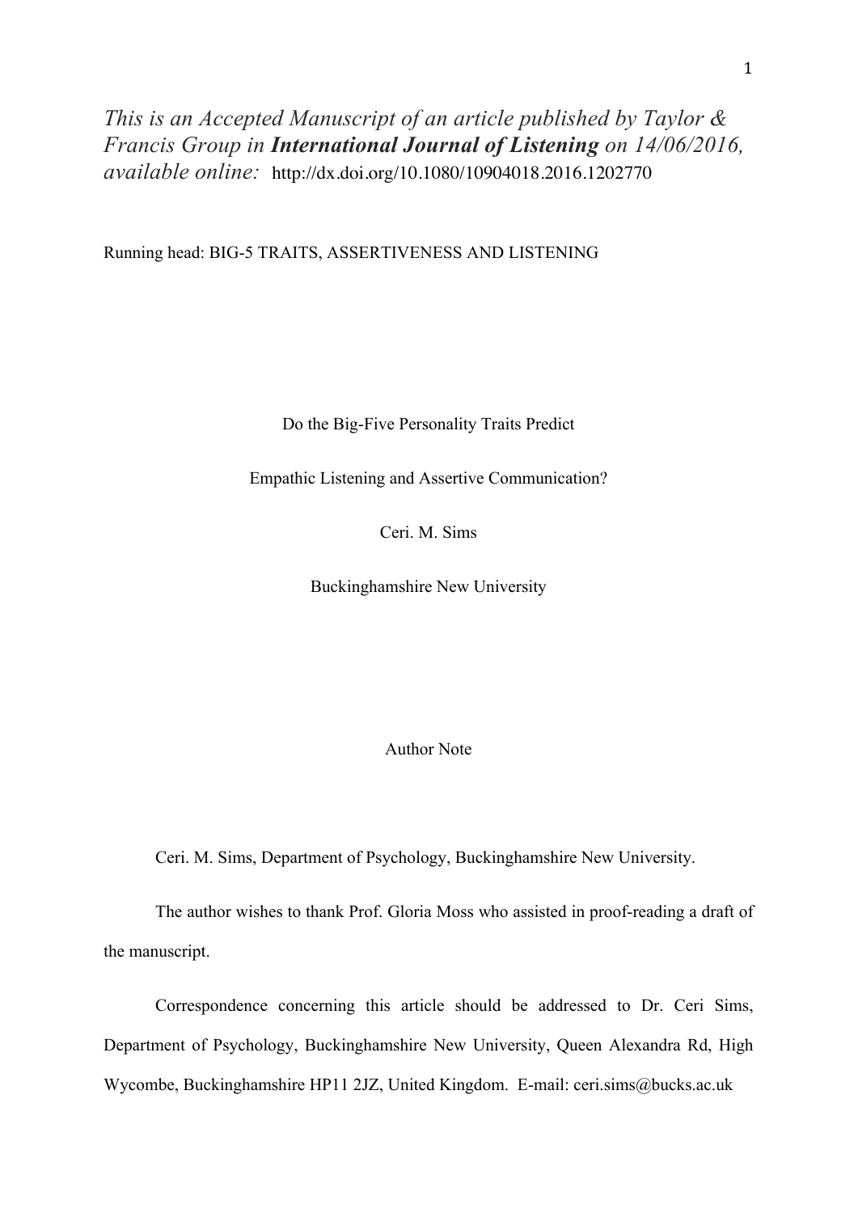*This is an Accepted Manuscript of an article published by Taylor & Francis Group in* ***International Journal of Listening*** *on 14/06/2016, available online:* http://dx.doi.org/10.1080/10904018.2016.1202770

Running head: BIG-5 TRAITS, ASSERTIVENESS AND LISTENING

# Do the Big-Five Personality Traits Predict Empathic Listening and Assertive Communication?

Ceri. M. Sims

Buckinghamshire New University

## Author Note

Ceri. M. Sims, Department of Psychology, Buckinghamshire New University.

The author wishes to thank Prof. Gloria Moss who assisted in proof-reading a draft of the manuscript.

Correspondence concerning this article should be addressed to Dr. Ceri Sims, Department of Psychology, Buckinghamshire New University, Queen Alexandra Rd, High Wycombe, Buckinghamshire HP11 2JZ, United Kingdom. E-mail: ceri.sims@bucks.ac.uk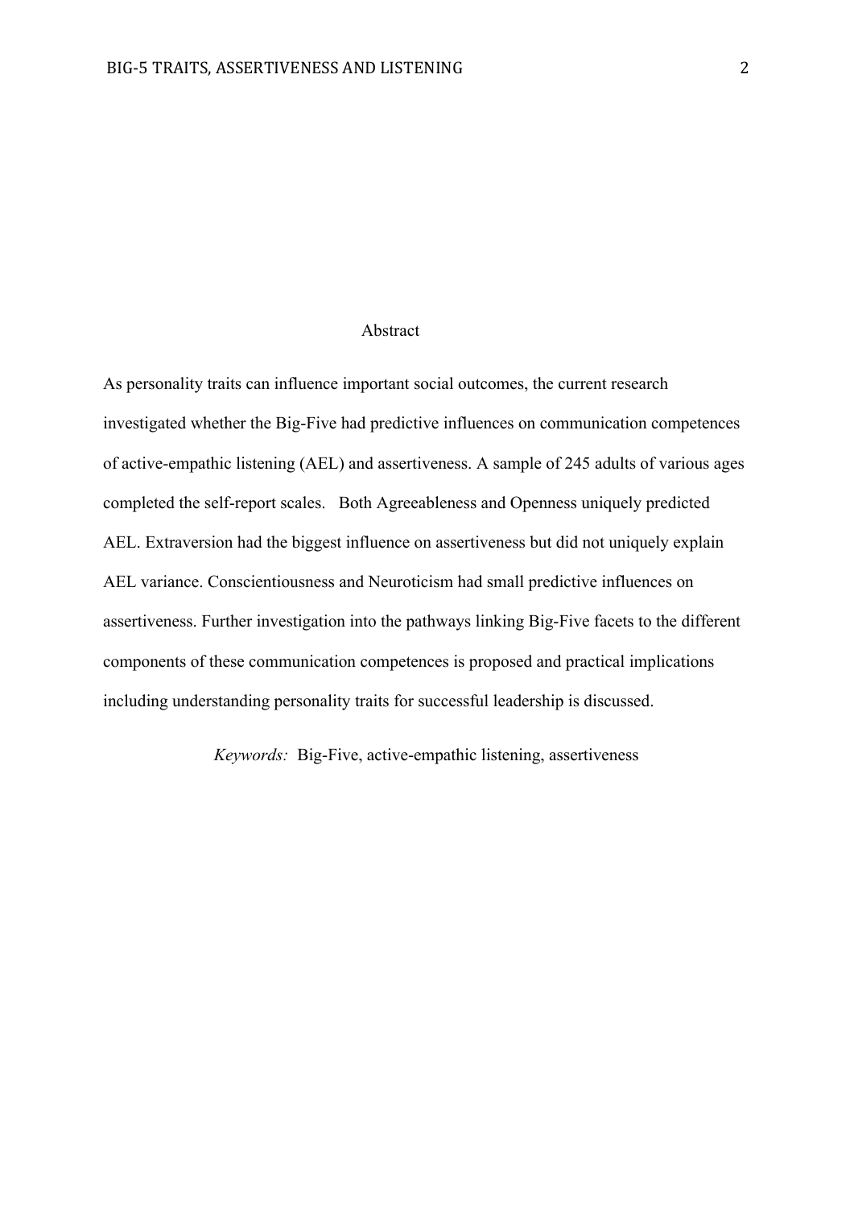# Abstract

As personality traits can influence important social outcomes, the current research investigated whether the Big-Five had predictive influences on communication competences of active-empathic listening (AEL) and assertiveness. A sample of 245 adults of various ages completed the self-report scales. Both Agreeableness and Openness uniquely predicted AEL. Extraversion had the biggest influence on assertiveness but did not uniquely explain AEL variance. Conscientiousness and Neuroticism had small predictive influences on assertiveness. Further investigation into the pathways linking Big-Five facets to the different components of these communication competences is proposed and practical implications including understanding personality traits for successful leadership is discussed.

*Keywords:* Big-Five, active-empathic listening, assertiveness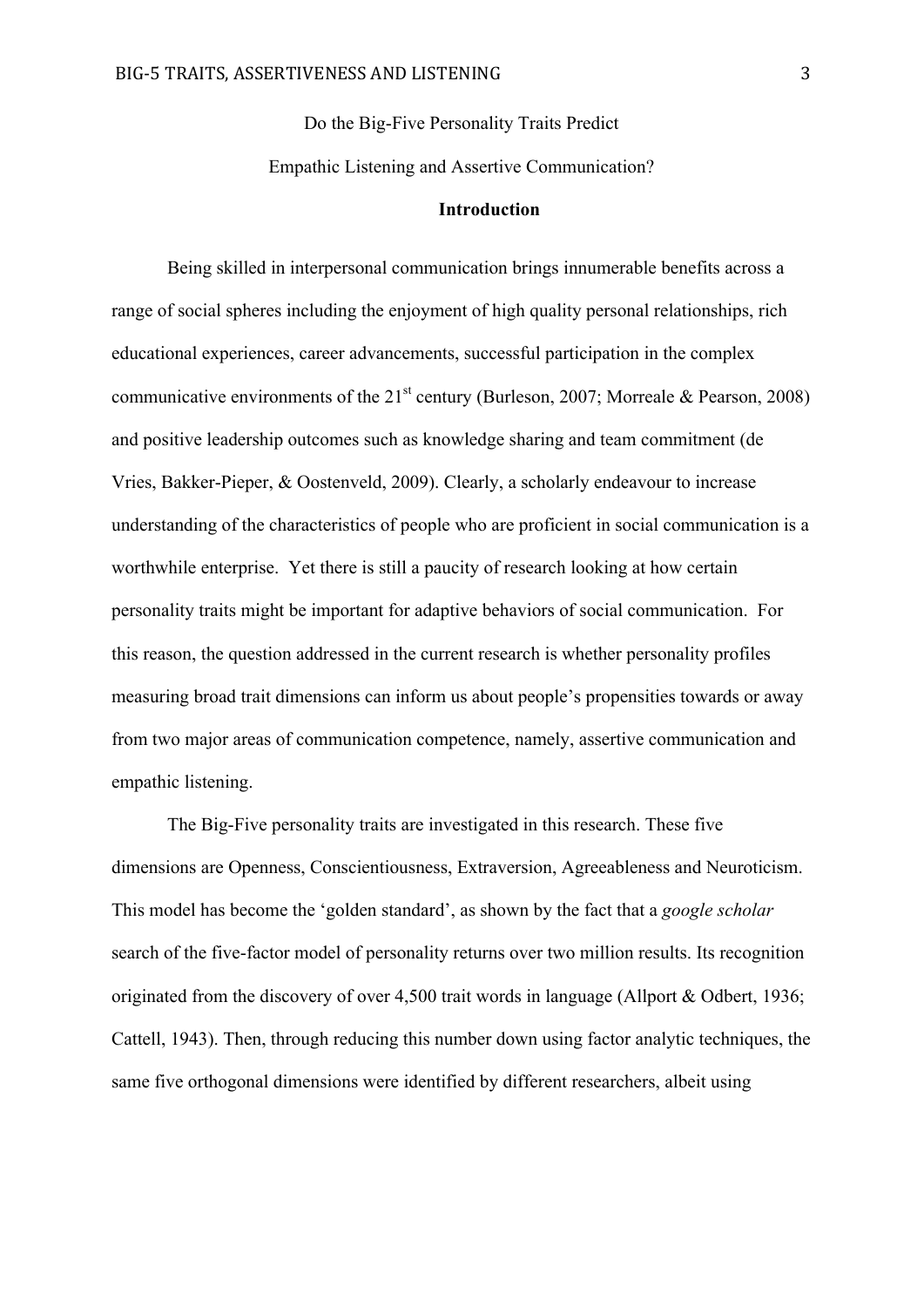Do the Big-Five Personality Traits Predict

Empathic Listening and Assertive Communication?

## Introduction

Being skilled in interpersonal communication brings innumerable benefits across a range of social spheres including the enjoyment of high quality personal relationships, rich educational experiences, career advancements, successful participation in the complex communicative environments of the 21st century (Burleson, 2007; Morreale & Pearson, 2008) and positive leadership outcomes such as knowledge sharing and team commitment (de Vries, Bakker-Pieper, & Oostenveld, 2009). Clearly, a scholarly endeavour to increase understanding of the characteristics of people who are proficient in social communication is a worthwhile enterprise. Yet there is still a paucity of research looking at how certain personality traits might be important for adaptive behaviors of social communication. For this reason, the question addressed in the current research is whether personality profiles measuring broad trait dimensions can inform us about people's propensities towards or away from two major areas of communication competence, namely, assertive communication and empathic listening.

The Big-Five personality traits are investigated in this research. These five dimensions are Openness, Conscientiousness, Extraversion, Agreeableness and Neuroticism. This model has become the 'golden standard', as shown by the fact that a *google scholar* search of the five-factor model of personality returns over two million results. Its recognition originated from the discovery of over 4,500 trait words in language (Allport & Odbert, 1936; Cattell, 1943). Then, through reducing this number down using factor analytic techniques, the same five orthogonal dimensions were identified by different researchers, albeit using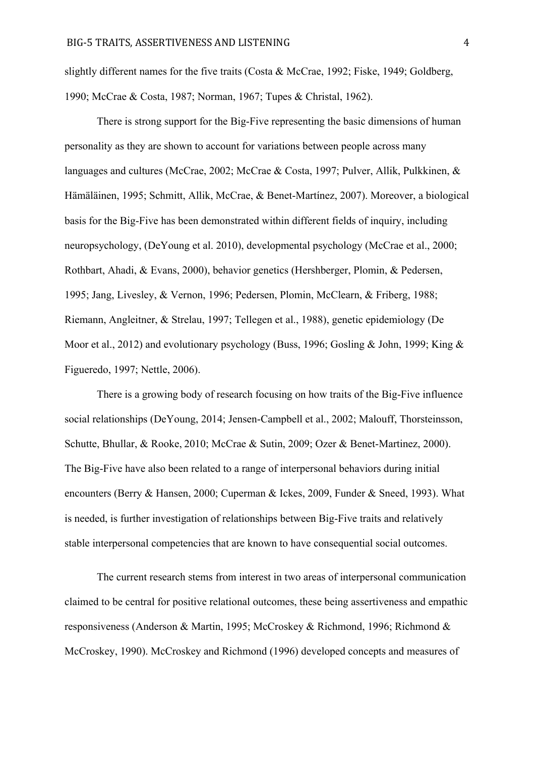slightly different names for the five traits (Costa & McCrae, 1992; Fiske, 1949; Goldberg, 1990; McCrae & Costa, 1987; Norman, 1967; Tupes & Christal, 1962).

There is strong support for the Big-Five representing the basic dimensions of human personality as they are shown to account for variations between people across many languages and cultures (McCrae, 2002; McCrae & Costa, 1997; Pulver, Allik, Pulkkinen, & Hämäläinen, 1995; Schmitt, Allik, McCrae, & Benet-Martínez, 2007). Moreover, a biological basis for the Big-Five has been demonstrated within different fields of inquiry, including neuropsychology, (DeYoung et al. 2010), developmental psychology (McCrae et al., 2000; Rothbart, Ahadi, & Evans, 2000), behavior genetics (Hershberger, Plomin, & Pedersen, 1995; Jang, Livesley, & Vernon, 1996; Pedersen, Plomin, McClearn, & Friberg, 1988; Riemann, Angleitner, & Strelau, 1997; Tellegen et al., 1988), genetic epidemiology (De Moor et al., 2012) and evolutionary psychology (Buss, 1996; Gosling & John, 1999; King & Figueredo, 1997; Nettle, 2006).

There is a growing body of research focusing on how traits of the Big-Five influence social relationships (DeYoung, 2014; Jensen-Campbell et al., 2002; Malouff, Thorsteinsson, Schutte, Bhullar, & Rooke, 2010; McCrae & Sutin, 2009; Ozer & Benet-Martinez, 2000). The Big-Five have also been related to a range of interpersonal behaviors during initial encounters (Berry & Hansen, 2000; Cuperman & Ickes, 2009, Funder & Sneed, 1993). What is needed, is further investigation of relationships between Big-Five traits and relatively stable interpersonal competencies that are known to have consequential social outcomes.

The current research stems from interest in two areas of interpersonal communication claimed to be central for positive relational outcomes, these being assertiveness and empathic responsiveness (Anderson & Martin, 1995; McCroskey & Richmond, 1996; Richmond & McCroskey, 1990). McCroskey and Richmond (1996) developed concepts and measures of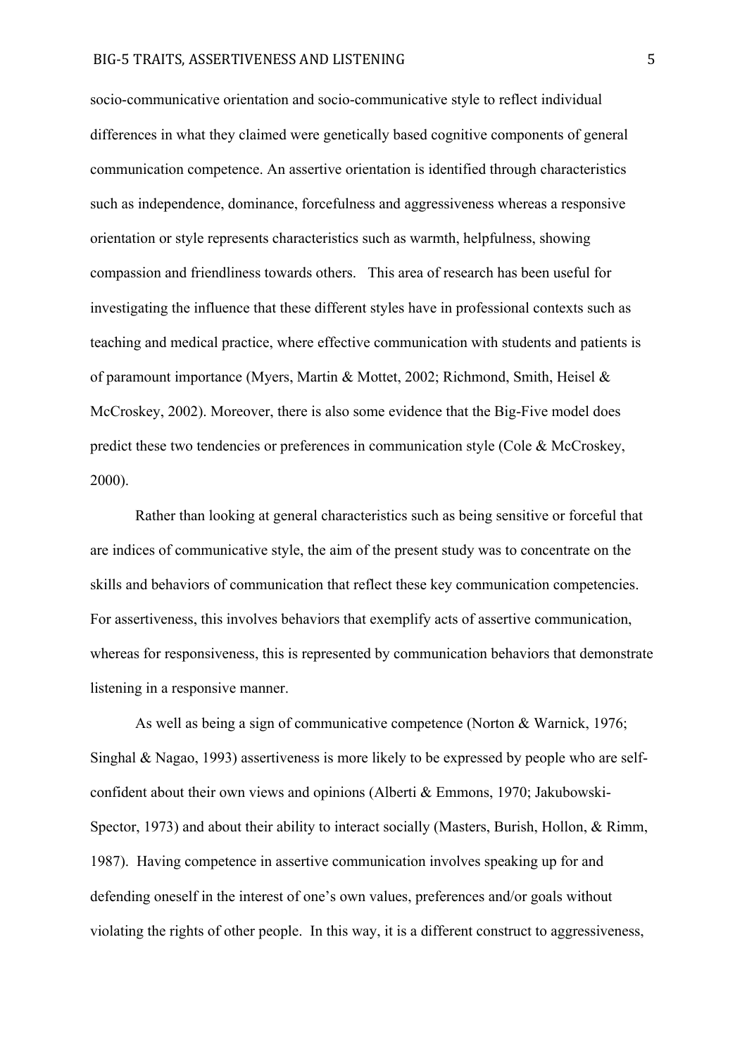socio-communicative orientation and socio-communicative style to reflect individual differences in what they claimed were genetically based cognitive components of general communication competence. An assertive orientation is identified through characteristics such as independence, dominance, forcefulness and aggressiveness whereas a responsive orientation or style represents characteristics such as warmth, helpfulness, showing compassion and friendliness towards others. This area of research has been useful for investigating the influence that these different styles have in professional contexts such as teaching and medical practice, where effective communication with students and patients is of paramount importance (Myers, Martin & Mottet, 2002; Richmond, Smith, Heisel & McCroskey, 2002). Moreover, there is also some evidence that the Big-Five model does predict these two tendencies or preferences in communication style (Cole & McCroskey, 2000).

Rather than looking at general characteristics such as being sensitive or forceful that are indices of communicative style, the aim of the present study was to concentrate on the skills and behaviors of communication that reflect these key communication competencies. For assertiveness, this involves behaviors that exemplify acts of assertive communication, whereas for responsiveness, this is represented by communication behaviors that demonstrate listening in a responsive manner.

As well as being a sign of communicative competence (Norton & Warnick, 1976; Singhal & Nagao, 1993) assertiveness is more likely to be expressed by people who are self-confident about their own views and opinions (Alberti & Emmons, 1970; Jakubowski-Spector, 1973) and about their ability to interact socially (Masters, Burish, Hollon, & Rimm, 1987). Having competence in assertive communication involves speaking up for and defending oneself in the interest of one's own values, preferences and/or goals without violating the rights of other people. In this way, it is a different construct to aggressiveness,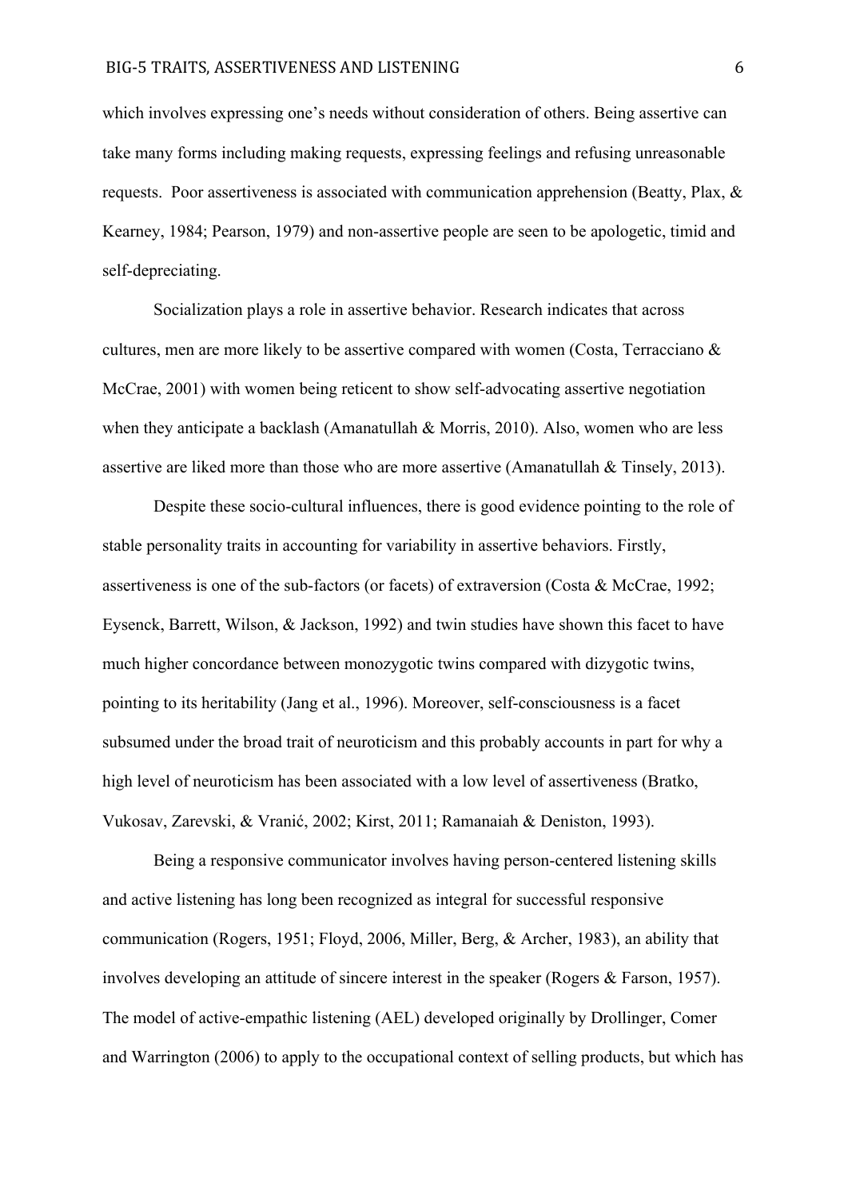which involves expressing one's needs without consideration of others. Being assertive can take many forms including making requests, expressing feelings and refusing unreasonable requests. Poor assertiveness is associated with communication apprehension (Beatty, Plax, & Kearney, 1984; Pearson, 1979) and non-assertive people are seen to be apologetic, timid and self-depreciating.

Socialization plays a role in assertive behavior. Research indicates that across cultures, men are more likely to be assertive compared with women (Costa, Terracciano & McCrae, 2001) with women being reticent to show self-advocating assertive negotiation when they anticipate a backlash (Amanatullah & Morris, 2010). Also, women who are less assertive are liked more than those who are more assertive (Amanatullah & Tinsely, 2013).

Despite these socio-cultural influences, there is good evidence pointing to the role of stable personality traits in accounting for variability in assertive behaviors. Firstly, assertiveness is one of the sub-factors (or facets) of extraversion (Costa & McCrae, 1992; Eysenck, Barrett, Wilson, & Jackson, 1992) and twin studies have shown this facet to have much higher concordance between monozygotic twins compared with dizygotic twins, pointing to its heritability (Jang et al., 1996). Moreover, self-consciousness is a facet subsumed under the broad trait of neuroticism and this probably accounts in part for why a high level of neuroticism has been associated with a low level of assertiveness (Bratko, Vukosav, Zarevski, & Vranić, 2002; Kirst, 2011; Ramanaiah & Deniston, 1993).

Being a responsive communicator involves having person-centered listening skills and active listening has long been recognized as integral for successful responsive communication (Rogers, 1951; Floyd, 2006, Miller, Berg, & Archer, 1983), an ability that involves developing an attitude of sincere interest in the speaker (Rogers & Farson, 1957). The model of active-empathic listening (AEL) developed originally by Drollinger, Comer and Warrington (2006) to apply to the occupational context of selling products, but which has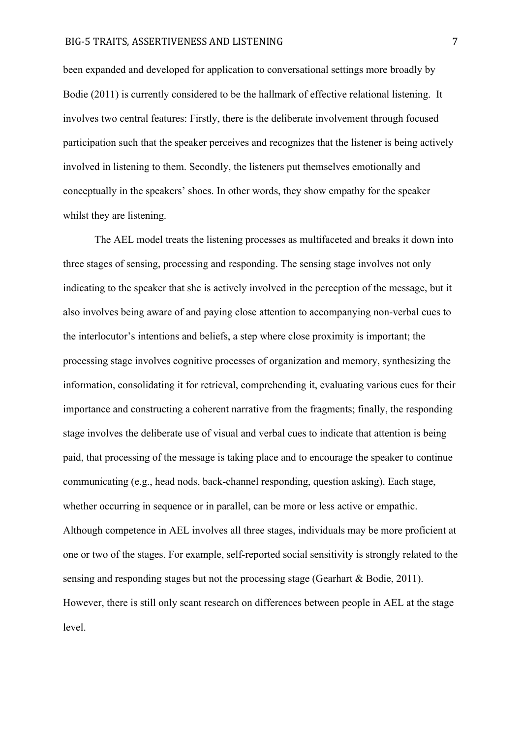been expanded and developed for application to conversational settings more broadly by Bodie (2011) is currently considered to be the hallmark of effective relational listening. It involves two central features: Firstly, there is the deliberate involvement through focused participation such that the speaker perceives and recognizes that the listener is being actively involved in listening to them. Secondly, the listeners put themselves emotionally and conceptually in the speakers' shoes. In other words, they show empathy for the speaker whilst they are listening.

The AEL model treats the listening processes as multifaceted and breaks it down into three stages of sensing, processing and responding. The sensing stage involves not only indicating to the speaker that she is actively involved in the perception of the message, but it also involves being aware of and paying close attention to accompanying non-verbal cues to the interlocutor's intentions and beliefs, a step where close proximity is important; the processing stage involves cognitive processes of organization and memory, synthesizing the information, consolidating it for retrieval, comprehending it, evaluating various cues for their importance and constructing a coherent narrative from the fragments; finally, the responding stage involves the deliberate use of visual and verbal cues to indicate that attention is being paid, that processing of the message is taking place and to encourage the speaker to continue communicating (e.g., head nods, back-channel responding, question asking). Each stage, whether occurring in sequence or in parallel, can be more or less active or empathic. Although competence in AEL involves all three stages, individuals may be more proficient at one or two of the stages. For example, self-reported social sensitivity is strongly related to the sensing and responding stages but not the processing stage (Gearhart & Bodie, 2011). However, there is still only scant research on differences between people in AEL at the stage level.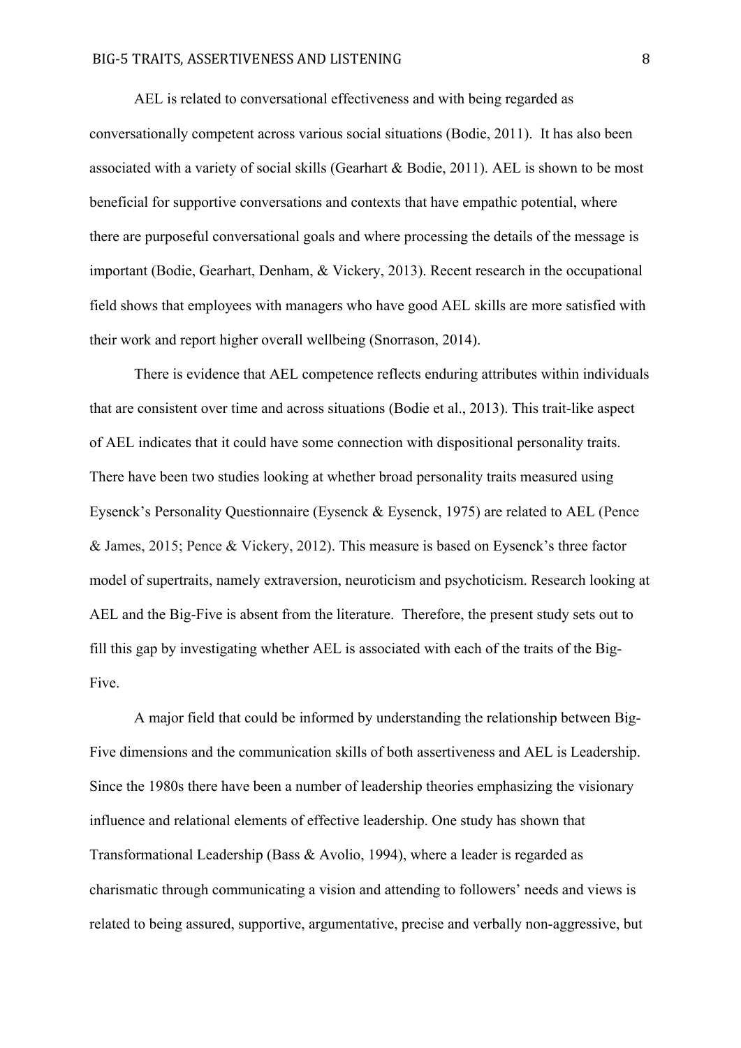AEL is related to conversational effectiveness and with being regarded as conversationally competent across various social situations (Bodie, 2011). It has also been associated with a variety of social skills (Gearhart & Bodie, 2011). AEL is shown to be most beneficial for supportive conversations and contexts that have empathic potential, where there are purposeful conversational goals and where processing the details of the message is important (Bodie, Gearhart, Denham, & Vickery, 2013). Recent research in the occupational field shows that employees with managers who have good AEL skills are more satisfied with their work and report higher overall wellbeing (Snorrason, 2014).

There is evidence that AEL competence reflects enduring attributes within individuals that are consistent over time and across situations (Bodie et al., 2013). This trait-like aspect of AEL indicates that it could have some connection with dispositional personality traits. There have been two studies looking at whether broad personality traits measured using Eysenck's Personality Questionnaire (Eysenck & Eysenck, 1975) are related to AEL (Pence & James, 2015; Pence & Vickery, 2012). This measure is based on Eysenck's three factor model of supertraits, namely extraversion, neuroticism and psychoticism. Research looking at AEL and the Big-Five is absent from the literature. Therefore, the present study sets out to fill this gap by investigating whether AEL is associated with each of the traits of the Big-Five.

A major field that could be informed by understanding the relationship between Big-Five dimensions and the communication skills of both assertiveness and AEL is Leadership. Since the 1980s there have been a number of leadership theories emphasizing the visionary influence and relational elements of effective leadership. One study has shown that Transformational Leadership (Bass & Avolio, 1994), where a leader is regarded as charismatic through communicating a vision and attending to followers' needs and views is related to being assured, supportive, argumentative, precise and verbally non-aggressive, but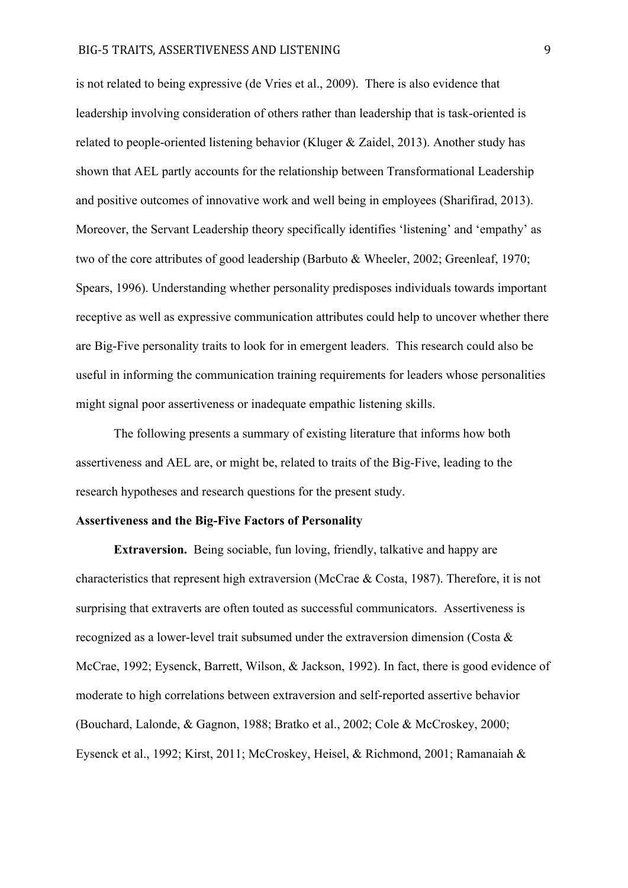is not related to being expressive (de Vries et al., 2009). There is also evidence that leadership involving consideration of others rather than leadership that is task-oriented is related to people-oriented listening behavior (Kluger & Zaidel, 2013). Another study has shown that AEL partly accounts for the relationship between Transformational Leadership and positive outcomes of innovative work and well being in employees (Sharifirad, 2013). Moreover, the Servant Leadership theory specifically identifies 'listening' and 'empathy' as two of the core attributes of good leadership (Barbuto & Wheeler, 2002; Greenleaf, 1970; Spears, 1996). Understanding whether personality predisposes individuals towards important receptive as well as expressive communication attributes could help to uncover whether there are Big-Five personality traits to look for in emergent leaders. This research could also be useful in informing the communication training requirements for leaders whose personalities might signal poor assertiveness or inadequate empathic listening skills.

The following presents a summary of existing literature that informs how both assertiveness and AEL are, or might be, related to traits of the Big-Five, leading to the research hypotheses and research questions for the present study.

**Assertiveness and the Big-Five Factors of Personality**

**Extraversion.** Being sociable, fun loving, friendly, talkative and happy are characteristics that represent high extraversion (McCrae & Costa, 1987). Therefore, it is not surprising that extraverts are often touted as successful communicators. Assertiveness is recognized as a lower-level trait subsumed under the extraversion dimension (Costa & McCrae, 1992; Eysenck, Barrett, Wilson, & Jackson, 1992). In fact, there is good evidence of moderate to high correlations between extraversion and self-reported assertive behavior (Bouchard, Lalonde, & Gagnon, 1988; Bratko et al., 2002; Cole & McCroskey, 2000; Eysenck et al., 1992; Kirst, 2011; McCroskey, Heisel, & Richmond, 2001; Ramanaiah &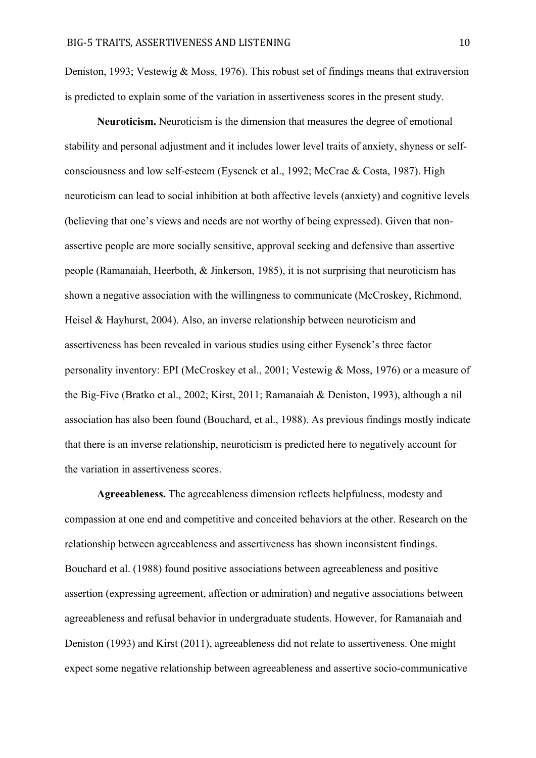Deniston, 1993; Vestewig & Moss, 1976). This robust set of findings means that extraversion is predicted to explain some of the variation in assertiveness scores in the present study.

**Neuroticism.** Neuroticism is the dimension that measures the degree of emotional stability and personal adjustment and it includes lower level traits of anxiety, shyness or self-consciousness and low self-esteem (Eysenck et al., 1992; McCrae & Costa, 1987). High neuroticism can lead to social inhibition at both affective levels (anxiety) and cognitive levels (believing that one's views and needs are not worthy of being expressed). Given that non-assertive people are more socially sensitive, approval seeking and defensive than assertive people (Ramanaiah, Heerboth, & Jinkerson, 1985), it is not surprising that neuroticism has shown a negative association with the willingness to communicate (McCroskey, Richmond, Heisel & Hayhurst, 2004). Also, an inverse relationship between neuroticism and assertiveness has been revealed in various studies using either Eysenck's three factor personality inventory: EPI (McCroskey et al., 2001; Vestewig & Moss, 1976) or a measure of the Big-Five (Bratko et al., 2002; Kirst, 2011; Ramanaiah & Deniston, 1993), although a nil association has also been found (Bouchard, et al., 1988). As previous findings mostly indicate that there is an inverse relationship, neuroticism is predicted here to negatively account for the variation in assertiveness scores.

**Agreeableness.** The agreeableness dimension reflects helpfulness, modesty and compassion at one end and competitive and conceited behaviors at the other. Research on the relationship between agreeableness and assertiveness has shown inconsistent findings. Bouchard et al. (1988) found positive associations between agreeableness and positive assertion (expressing agreement, affection or admiration) and negative associations between agreeableness and refusal behavior in undergraduate students. However, for Ramanaiah and Deniston (1993) and Kirst (2011), agreeableness did not relate to assertiveness. One might expect some negative relationship between agreeableness and assertive socio-communicative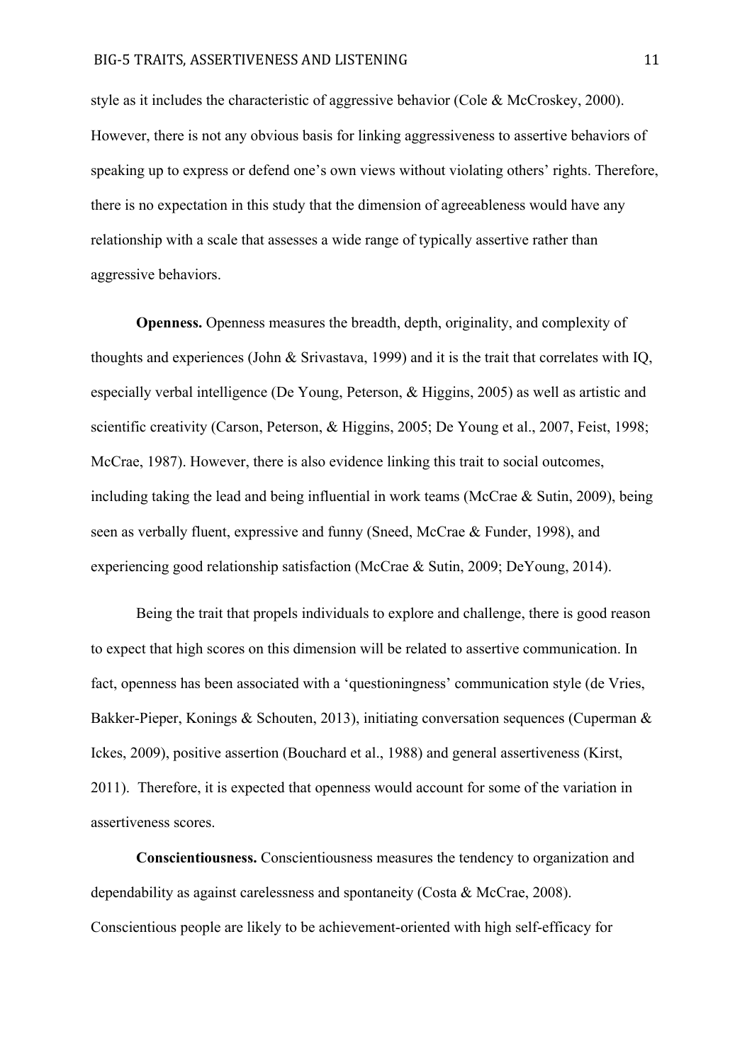style as it includes the characteristic of aggressive behavior (Cole & McCroskey, 2000). However, there is not any obvious basis for linking aggressiveness to assertive behaviors of speaking up to express or defend one's own views without violating others' rights. Therefore, there is no expectation in this study that the dimension of agreeableness would have any relationship with a scale that assesses a wide range of typically assertive rather than aggressive behaviors.

**Openness.** Openness measures the breadth, depth, originality, and complexity of thoughts and experiences (John & Srivastava, 1999) and it is the trait that correlates with IQ, especially verbal intelligence (De Young, Peterson, & Higgins, 2005) as well as artistic and scientific creativity (Carson, Peterson, & Higgins, 2005; De Young et al., 2007, Feist, 1998; McCrae, 1987). However, there is also evidence linking this trait to social outcomes, including taking the lead and being influential in work teams (McCrae & Sutin, 2009), being seen as verbally fluent, expressive and funny (Sneed, McCrae & Funder, 1998), and experiencing good relationship satisfaction (McCrae & Sutin, 2009; DeYoung, 2014).

Being the trait that propels individuals to explore and challenge, there is good reason to expect that high scores on this dimension will be related to assertive communication. In fact, openness has been associated with a 'questioningness' communication style (de Vries, Bakker-Pieper, Konings & Schouten, 2013), initiating conversation sequences (Cuperman & Ickes, 2009), positive assertion (Bouchard et al., 1988) and general assertiveness (Kirst, 2011). Therefore, it is expected that openness would account for some of the variation in assertiveness scores.

**Conscientiousness.** Conscientiousness measures the tendency to organization and dependability as against carelessness and spontaneity (Costa & McCrae, 2008). Conscientious people are likely to be achievement-oriented with high self-efficacy for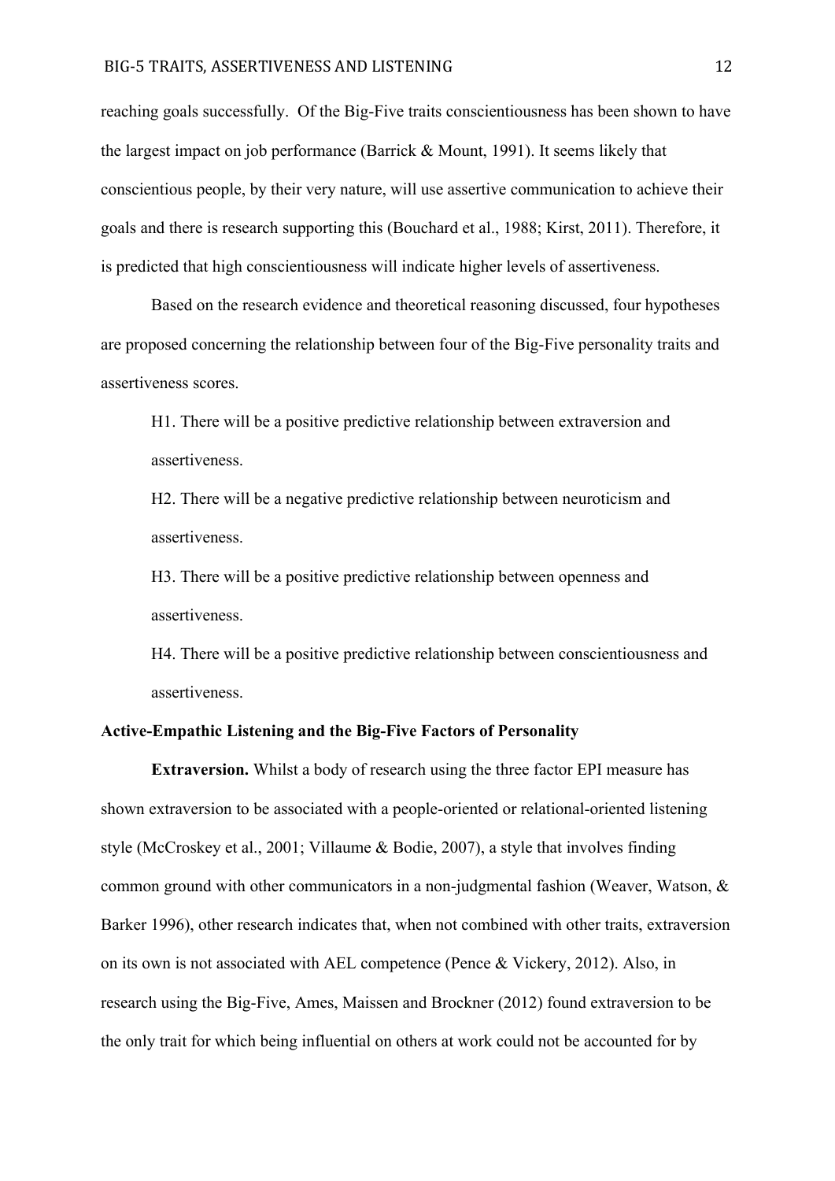reaching goals successfully. Of the Big-Five traits conscientiousness has been shown to have the largest impact on job performance (Barrick & Mount, 1991). It seems likely that conscientious people, by their very nature, will use assertive communication to achieve their goals and there is research supporting this (Bouchard et al., 1988; Kirst, 2011). Therefore, it is predicted that high conscientiousness will indicate higher levels of assertiveness.

Based on the research evidence and theoretical reasoning discussed, four hypotheses are proposed concerning the relationship between four of the Big-Five personality traits and assertiveness scores.

H1. There will be a positive predictive relationship between extraversion and assertiveness.

H2. There will be a negative predictive relationship between neuroticism and assertiveness.

H3. There will be a positive predictive relationship between openness and assertiveness.

H4. There will be a positive predictive relationship between conscientiousness and assertiveness.

**Active-Empathic Listening and the Big-Five Factors of Personality**

**Extraversion.** Whilst a body of research using the three factor EPI measure has shown extraversion to be associated with a people-oriented or relational-oriented listening style (McCroskey et al., 2001; Villaume & Bodie, 2007), a style that involves finding common ground with other communicators in a non-judgmental fashion (Weaver, Watson, & Barker 1996), other research indicates that, when not combined with other traits, extraversion on its own is not associated with AEL competence (Pence & Vickery, 2012). Also, in research using the Big-Five, Ames, Maissen and Brockner (2012) found extraversion to be the only trait for which being influential on others at work could not be accounted for by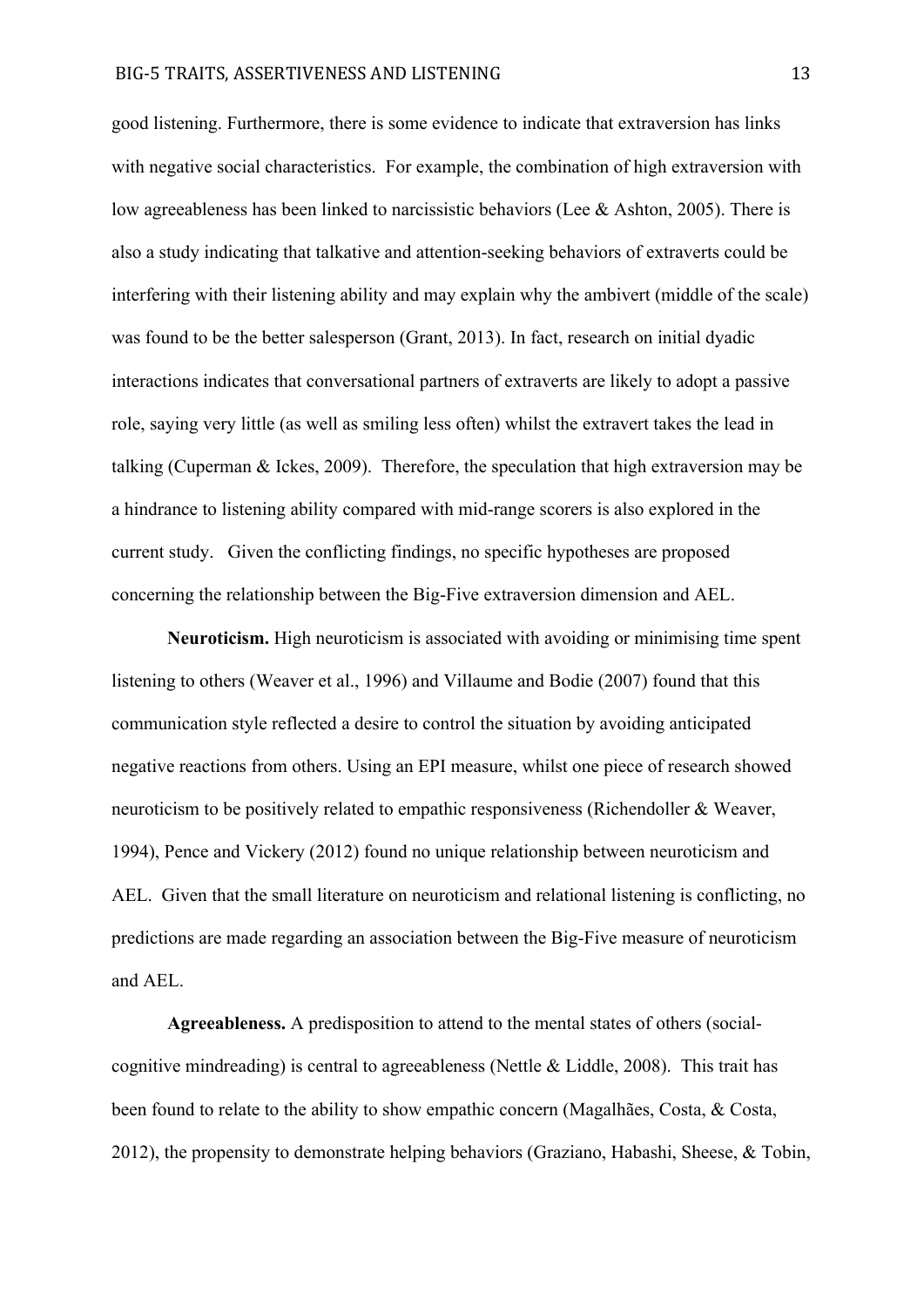good listening. Furthermore, there is some evidence to indicate that extraversion has links with negative social characteristics. For example, the combination of high extraversion with low agreeableness has been linked to narcissistic behaviors (Lee & Ashton, 2005). There is also a study indicating that talkative and attention-seeking behaviors of extraverts could be interfering with their listening ability and may explain why the ambivert (middle of the scale) was found to be the better salesperson (Grant, 2013). In fact, research on initial dyadic interactions indicates that conversational partners of extraverts are likely to adopt a passive role, saying very little (as well as smiling less often) whilst the extravert takes the lead in talking (Cuperman & Ickes, 2009). Therefore, the speculation that high extraversion may be a hindrance to listening ability compared with mid-range scorers is also explored in the current study. Given the conflicting findings, no specific hypotheses are proposed concerning the relationship between the Big-Five extraversion dimension and AEL.

**Neuroticism.** High neuroticism is associated with avoiding or minimising time spent listening to others (Weaver et al., 1996) and Villaume and Bodie (2007) found that this communication style reflected a desire to control the situation by avoiding anticipated negative reactions from others. Using an EPI measure, whilst one piece of research showed neuroticism to be positively related to empathic responsiveness (Richendoller & Weaver, 1994), Pence and Vickery (2012) found no unique relationship between neuroticism and AEL. Given that the small literature on neuroticism and relational listening is conflicting, no predictions are made regarding an association between the Big-Five measure of neuroticism and AEL.

**Agreeableness.** A predisposition to attend to the mental states of others (social-cognitive mindreading) is central to agreeableness (Nettle & Liddle, 2008). This trait has been found to relate to the ability to show empathic concern (Magalhães, Costa, & Costa, 2012), the propensity to demonstrate helping behaviors (Graziano, Habashi, Sheese, & Tobin,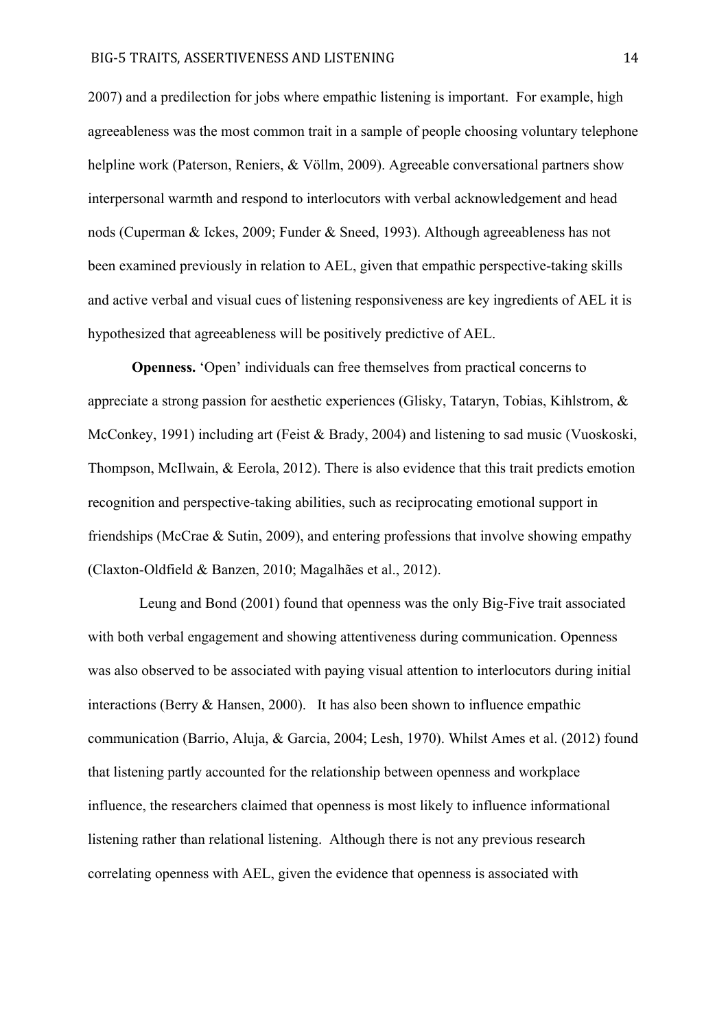2007) and a predilection for jobs where empathic listening is important. For example, high agreeableness was the most common trait in a sample of people choosing voluntary telephone helpline work (Paterson, Reniers, & Völlm, 2009). Agreeable conversational partners show interpersonal warmth and respond to interlocutors with verbal acknowledgement and head nods (Cuperman & Ickes, 2009; Funder & Sneed, 1993). Although agreeableness has not been examined previously in relation to AEL, given that empathic perspective-taking skills and active verbal and visual cues of listening responsiveness are key ingredients of AEL it is hypothesized that agreeableness will be positively predictive of AEL.

**Openness.** 'Open' individuals can free themselves from practical concerns to appreciate a strong passion for aesthetic experiences (Glisky, Tataryn, Tobias, Kihlstrom, & McConkey, 1991) including art (Feist & Brady, 2004) and listening to sad music (Vuoskoski, Thompson, McIlwain, & Eerola, 2012). There is also evidence that this trait predicts emotion recognition and perspective-taking abilities, such as reciprocating emotional support in friendships (McCrae & Sutin, 2009), and entering professions that involve showing empathy (Claxton-Oldfield & Banzen, 2010; Magalhães et al., 2012).

Leung and Bond (2001) found that openness was the only Big-Five trait associated with both verbal engagement and showing attentiveness during communication. Openness was also observed to be associated with paying visual attention to interlocutors during initial interactions (Berry & Hansen, 2000). It has also been shown to influence empathic communication (Barrio, Aluja, & Garcia, 2004; Lesh, 1970). Whilst Ames et al. (2012) found that listening partly accounted for the relationship between openness and workplace influence, the researchers claimed that openness is most likely to influence informational listening rather than relational listening. Although there is not any previous research correlating openness with AEL, given the evidence that openness is associated with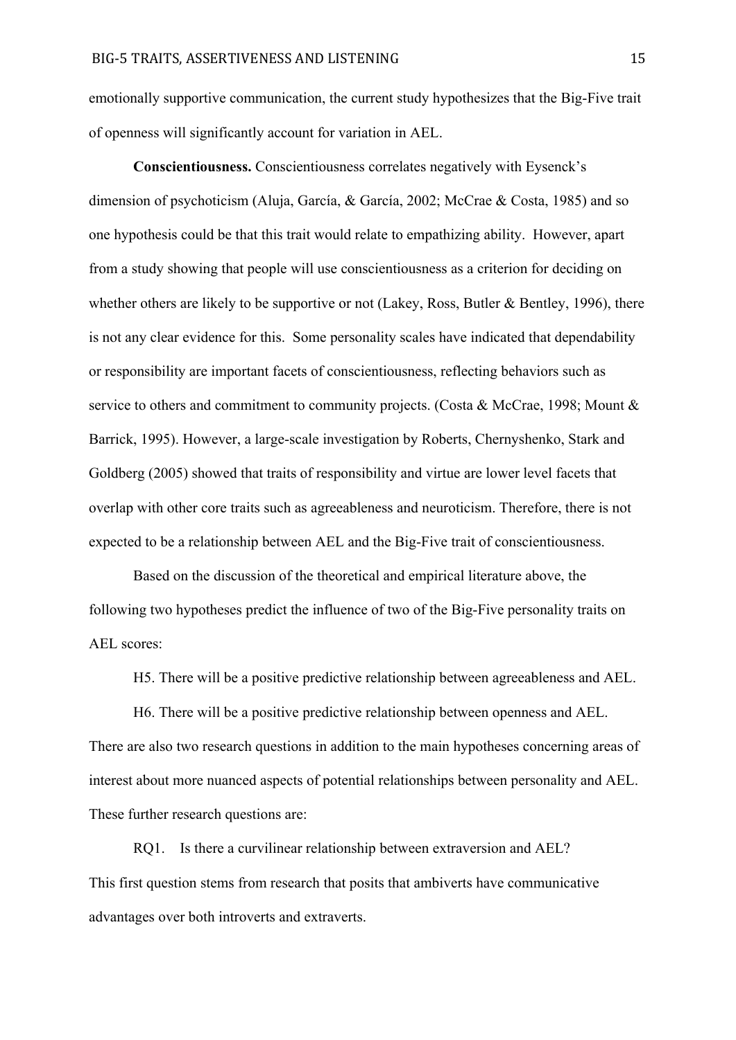emotionally supportive communication, the current study hypothesizes that the Big-Five trait of openness will significantly account for variation in AEL.

**Conscientiousness.** Conscientiousness correlates negatively with Eysenck's dimension of psychoticism (Aluja, García, & García, 2002; McCrae & Costa, 1985) and so one hypothesis could be that this trait would relate to empathizing ability. However, apart from a study showing that people will use conscientiousness as a criterion for deciding on whether others are likely to be supportive or not (Lakey, Ross, Butler & Bentley, 1996), there is not any clear evidence for this. Some personality scales have indicated that dependability or responsibility are important facets of conscientiousness, reflecting behaviors such as service to others and commitment to community projects. (Costa & McCrae, 1998; Mount & Barrick, 1995). However, a large-scale investigation by Roberts, Chernyshenko, Stark and Goldberg (2005) showed that traits of responsibility and virtue are lower level facets that overlap with other core traits such as agreeableness and neuroticism. Therefore, there is not expected to be a relationship between AEL and the Big-Five trait of conscientiousness.

Based on the discussion of the theoretical and empirical literature above, the following two hypotheses predict the influence of two of the Big-Five personality traits on AEL scores:

H5. There will be a positive predictive relationship between agreeableness and AEL.

H6. There will be a positive predictive relationship between openness and AEL.

There are also two research questions in addition to the main hypotheses concerning areas of interest about more nuanced aspects of potential relationships between personality and AEL. These further research questions are:

RQ1. Is there a curvilinear relationship between extraversion and AEL?

This first question stems from research that posits that ambiverts have communicative advantages over both introverts and extraverts.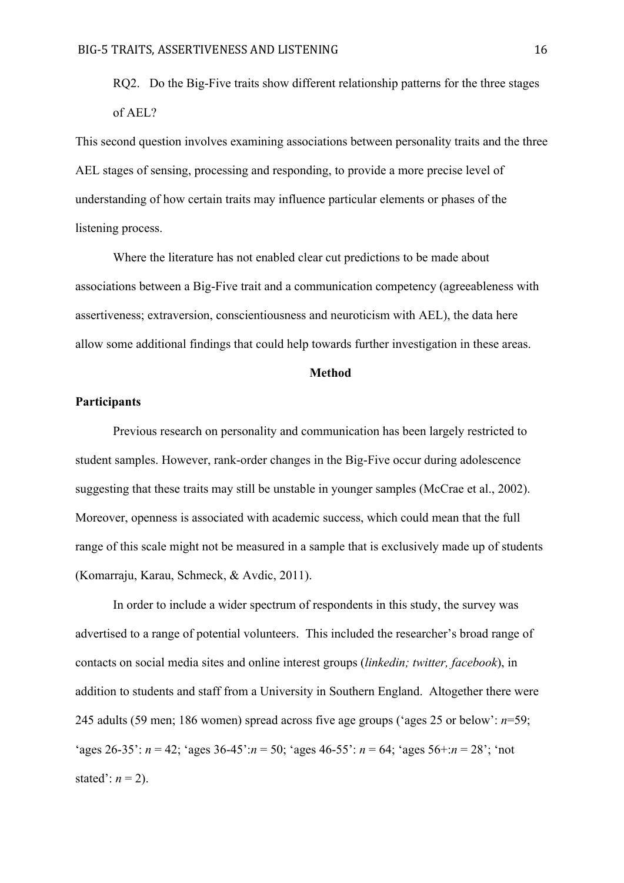RQ2. Do the Big-Five traits show different relationship patterns for the three stages of AEL?

This second question involves examining associations between personality traits and the three AEL stages of sensing, processing and responding, to provide a more precise level of understanding of how certain traits may influence particular elements or phases of the listening process.

Where the literature has not enabled clear cut predictions to be made about associations between a Big-Five trait and a communication competency (agreeableness with assertiveness; extraversion, conscientiousness and neuroticism with AEL), the data here allow some additional findings that could help towards further investigation in these areas.

## Method

### Participants

Previous research on personality and communication has been largely restricted to student samples. However, rank-order changes in the Big-Five occur during adolescence suggesting that these traits may still be unstable in younger samples (McCrae et al., 2002). Moreover, openness is associated with academic success, which could mean that the full range of this scale might not be measured in a sample that is exclusively made up of students (Komarraju, Karau, Schmeck, & Avdic, 2011).

In order to include a wider spectrum of respondents in this study, the survey was advertised to a range of potential volunteers. This included the researcher's broad range of contacts on social media sites and online interest groups (*linkedin; twitter, facebook*), in addition to students and staff from a University in Southern England. Altogether there were 245 adults (59 men; 186 women) spread across five age groups ('ages 25 or below': *n*=59; 'ages 26-35': *n* = 42; 'ages 36-45':*n* = 50; 'ages 46-55': *n* = 64; 'ages 56+:*n* = 28'; 'not stated': *n* = 2).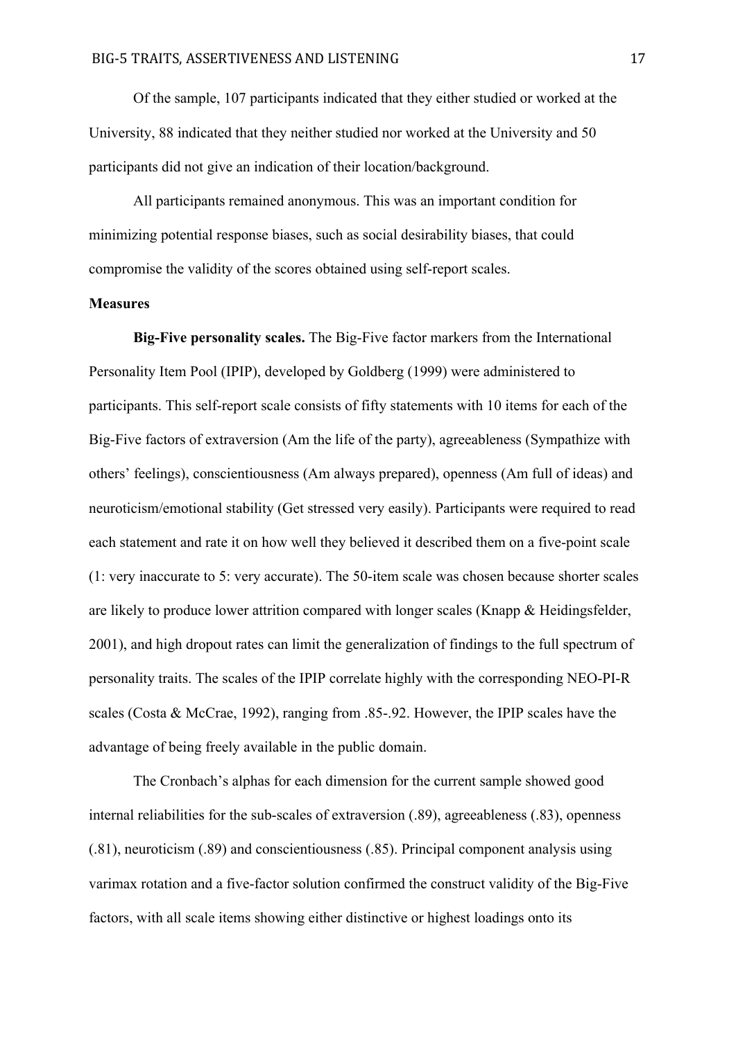Of the sample, 107 participants indicated that they either studied or worked at the University, 88 indicated that they neither studied nor worked at the University and 50 participants did not give an indication of their location/background.

All participants remained anonymous. This was an important condition for minimizing potential response biases, such as social desirability biases, that could compromise the validity of the scores obtained using self-report scales.

**Measures**

**Big-Five personality scales.** The Big-Five factor markers from the International Personality Item Pool (IPIP), developed by Goldberg (1999) were administered to participants. This self-report scale consists of fifty statements with 10 items for each of the Big-Five factors of extraversion (Am the life of the party), agreeableness (Sympathize with others' feelings), conscientiousness (Am always prepared), openness (Am full of ideas) and neuroticism/emotional stability (Get stressed very easily). Participants were required to read each statement and rate it on how well they believed it described them on a five-point scale (1: very inaccurate to 5: very accurate). The 50-item scale was chosen because shorter scales are likely to produce lower attrition compared with longer scales (Knapp & Heidingsfelder, 2001), and high dropout rates can limit the generalization of findings to the full spectrum of personality traits. The scales of the IPIP correlate highly with the corresponding NEO-PI-R scales (Costa & McCrae, 1992), ranging from .85-.92. However, the IPIP scales have the advantage of being freely available in the public domain.

The Cronbach's alphas for each dimension for the current sample showed good internal reliabilities for the sub-scales of extraversion (.89), agreeableness (.83), openness (.81), neuroticism (.89) and conscientiousness (.85). Principal component analysis using varimax rotation and a five-factor solution confirmed the construct validity of the Big-Five factors, with all scale items showing either distinctive or highest loadings onto its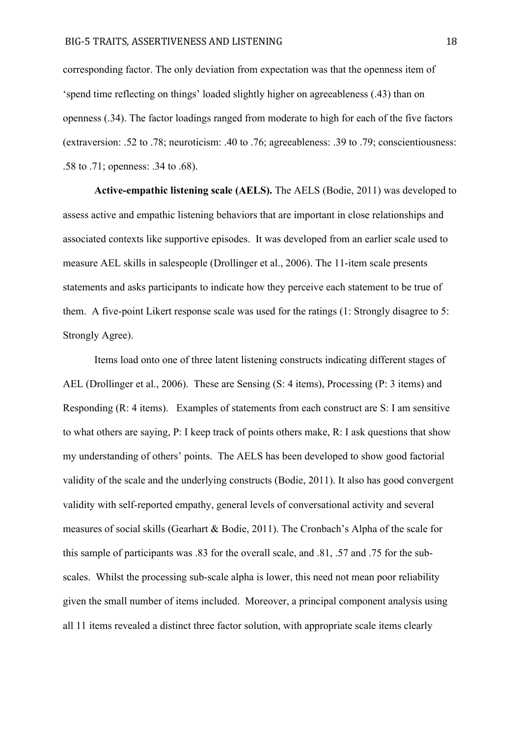corresponding factor. The only deviation from expectation was that the openness item of 'spend time reflecting on things' loaded slightly higher on agreeableness (.43) than on openness (.34). The factor loadings ranged from moderate to high for each of the five factors (extraversion: .52 to .78; neuroticism: .40 to .76; agreeableness: .39 to .79; conscientiousness: .58 to .71; openness: .34 to .68).

**Active-empathic listening scale (AELS).** The AELS (Bodie, 2011) was developed to assess active and empathic listening behaviors that are important in close relationships and associated contexts like supportive episodes. It was developed from an earlier scale used to measure AEL skills in salespeople (Drollinger et al., 2006). The 11-item scale presents statements and asks participants to indicate how they perceive each statement to be true of them. A five-point Likert response scale was used for the ratings (1: Strongly disagree to 5: Strongly Agree).

Items load onto one of three latent listening constructs indicating different stages of AEL (Drollinger et al., 2006). These are Sensing (S: 4 items), Processing (P: 3 items) and Responding (R: 4 items). Examples of statements from each construct are S: I am sensitive to what others are saying, P: I keep track of points others make, R: I ask questions that show my understanding of others' points. The AELS has been developed to show good factorial validity of the scale and the underlying constructs (Bodie, 2011). It also has good convergent validity with self-reported empathy, general levels of conversational activity and several measures of social skills (Gearhart & Bodie, 2011). The Cronbach's Alpha of the scale for this sample of participants was .83 for the overall scale, and .81, .57 and .75 for the sub-scales. Whilst the processing sub-scale alpha is lower, this need not mean poor reliability given the small number of items included. Moreover, a principal component analysis using all 11 items revealed a distinct three factor solution, with appropriate scale items clearly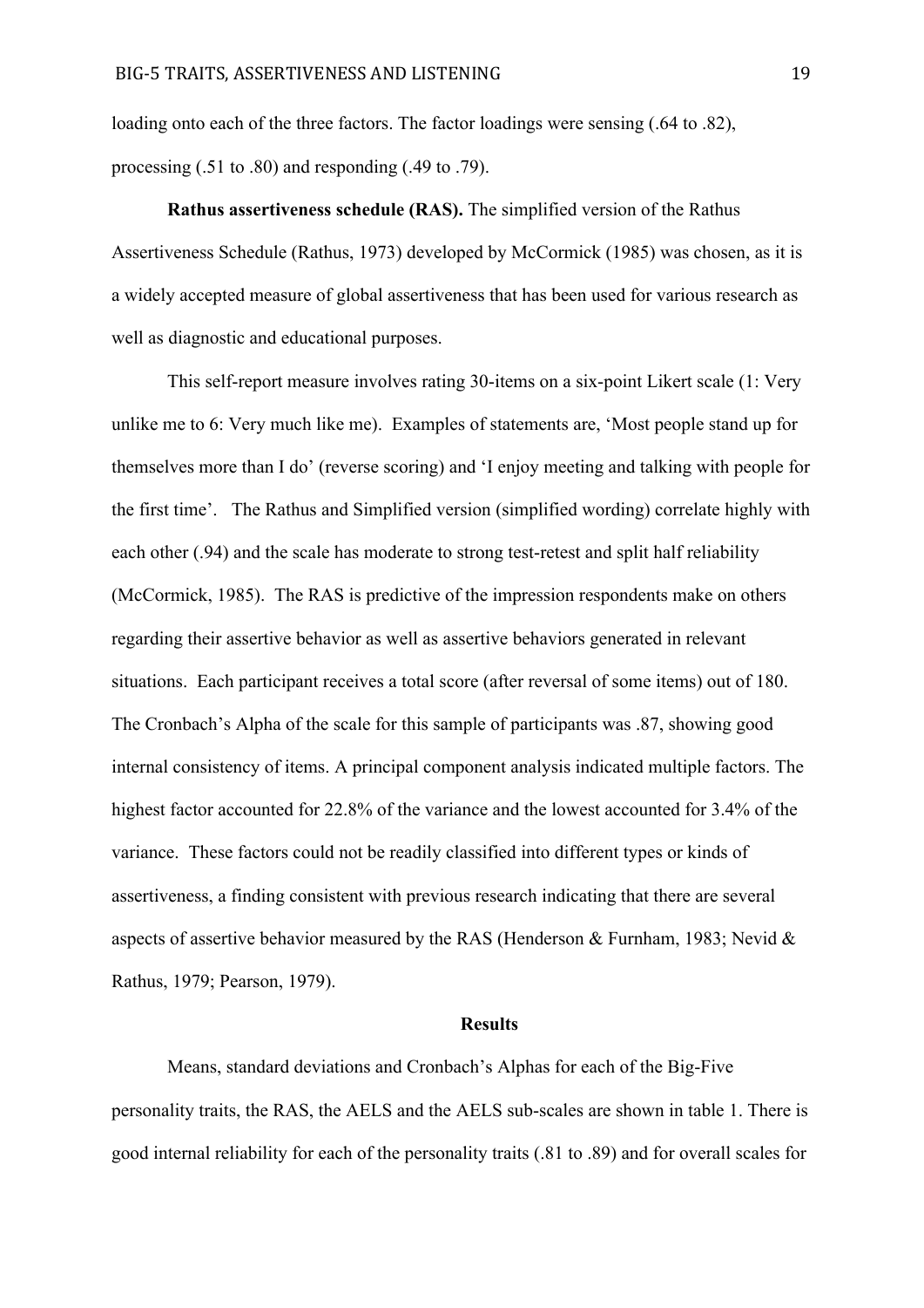loading onto each of the three factors. The factor loadings were sensing (.64 to .82), processing (.51 to .80) and responding (.49 to .79).

**Rathus assertiveness schedule (RAS).** The simplified version of the Rathus Assertiveness Schedule (Rathus, 1973) developed by McCormick (1985) was chosen, as it is a widely accepted measure of global assertiveness that has been used for various research as well as diagnostic and educational purposes.

This self-report measure involves rating 30-items on a six-point Likert scale (1: Very unlike me to 6: Very much like me). Examples of statements are, 'Most people stand up for themselves more than I do' (reverse scoring) and 'I enjoy meeting and talking with people for the first time'. The Rathus and Simplified version (simplified wording) correlate highly with each other (.94) and the scale has moderate to strong test-retest and split half reliability (McCormick, 1985). The RAS is predictive of the impression respondents make on others regarding their assertive behavior as well as assertive behaviors generated in relevant situations. Each participant receives a total score (after reversal of some items) out of 180. The Cronbach's Alpha of the scale for this sample of participants was .87, showing good internal consistency of items. A principal component analysis indicated multiple factors. The highest factor accounted for 22.8% of the variance and the lowest accounted for 3.4% of the variance. These factors could not be readily classified into different types or kinds of assertiveness, a finding consistent with previous research indicating that there are several aspects of assertive behavior measured by the RAS (Henderson & Furnham, 1983; Nevid & Rathus, 1979; Pearson, 1979).

## Results

Means, standard deviations and Cronbach's Alphas for each of the Big-Five personality traits, the RAS, the AELS and the AELS sub-scales are shown in table 1. There is good internal reliability for each of the personality traits (.81 to .89) and for overall scales for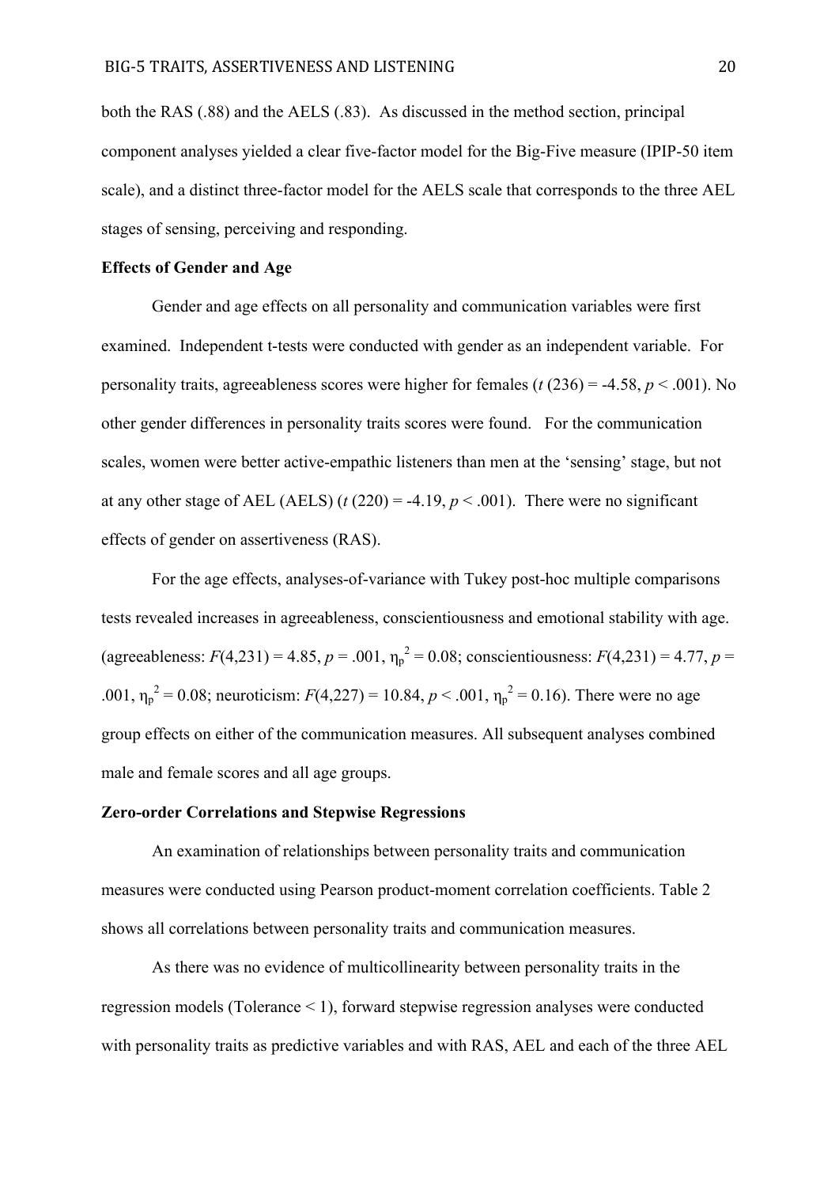both the RAS (.88) and the AELS (.83). As discussed in the method section, principal component analyses yielded a clear five-factor model for the Big-Five measure (IPIP-50 item scale), and a distinct three-factor model for the AELS scale that corresponds to the three AEL stages of sensing, perceiving and responding.

**Effects of Gender and Age**

Gender and age effects on all personality and communication variables were first examined. Independent t-tests were conducted with gender as an independent variable. For personality traits, agreeableness scores were higher for females ($t$ (236) = -4.58, $p$ < .001). No other gender differences in personality traits scores were found. For the communication scales, women were better active-empathic listeners than men at the 'sensing' stage, but not at any other stage of AEL (AELS) ($t$ (220) = -4.19, $p$ < .001). There were no significant effects of gender on assertiveness (RAS).

For the age effects, analyses-of-variance with Tukey post-hoc multiple comparisons tests revealed increases in agreeableness, conscientiousness and emotional stability with age. (agreeableness: $F(4,231) = 4.85$, $p = .001$, $\eta_p^2 = 0.08$; conscientiousness: $F(4,231) = 4.77$, $p = .001$, $\eta_p^2 = 0.08$; neuroticism: $F(4,227) = 10.84$, $p < .001$, $\eta_p^2 = 0.16$). There were no age group effects on either of the communication measures. All subsequent analyses combined male and female scores and all age groups.

**Zero-order Correlations and Stepwise Regressions**

An examination of relationships between personality traits and communication measures were conducted using Pearson product-moment correlation coefficients. Table 2 shows all correlations between personality traits and communication measures.

As there was no evidence of multicollinearity between personality traits in the regression models (Tolerance < 1), forward stepwise regression analyses were conducted with personality traits as predictive variables and with RAS, AEL and each of the three AEL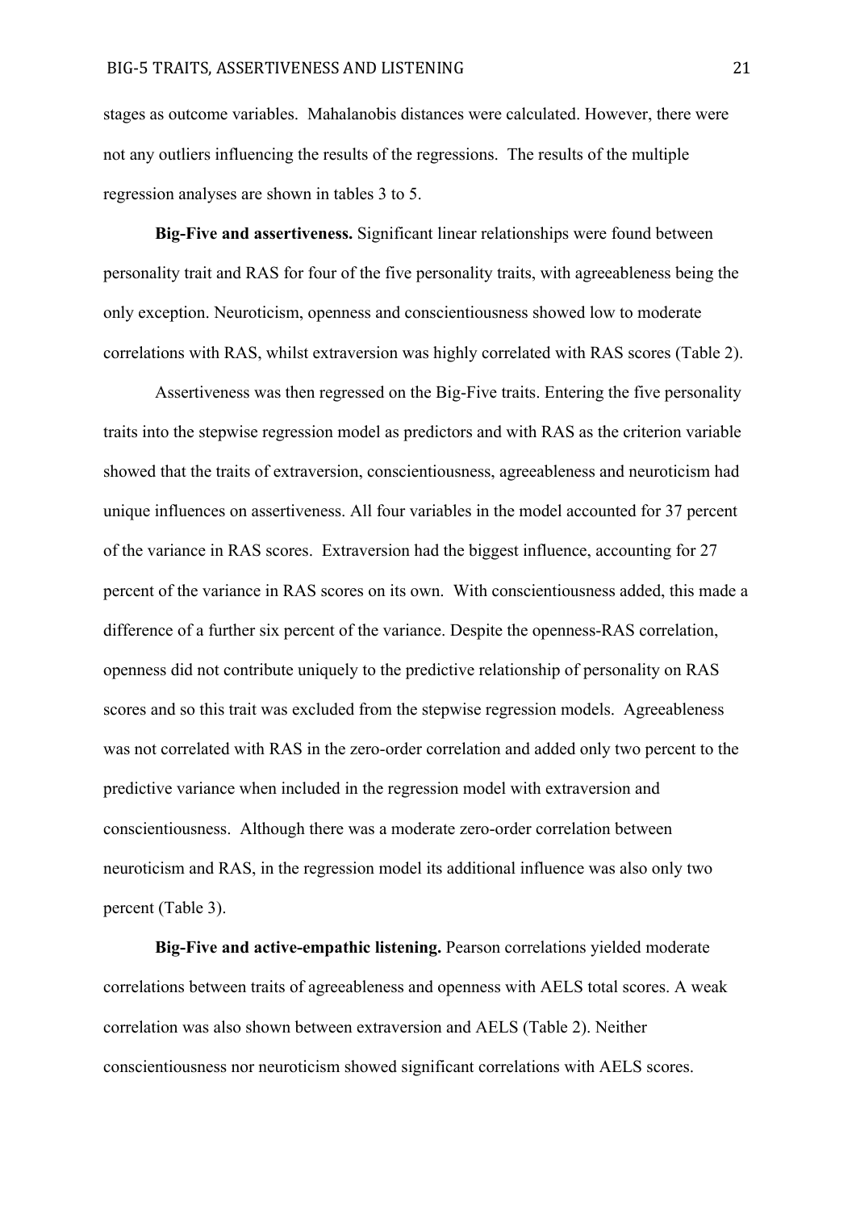stages as outcome variables. Mahalanobis distances were calculated. However, there were not any outliers influencing the results of the regressions. The results of the multiple regression analyses are shown in tables 3 to 5.

**Big-Five and assertiveness.** Significant linear relationships were found between personality trait and RAS for four of the five personality traits, with agreeableness being the only exception. Neuroticism, openness and conscientiousness showed low to moderate correlations with RAS, whilst extraversion was highly correlated with RAS scores (Table 2).

Assertiveness was then regressed on the Big-Five traits. Entering the five personality traits into the stepwise regression model as predictors and with RAS as the criterion variable showed that the traits of extraversion, conscientiousness, agreeableness and neuroticism had unique influences on assertiveness. All four variables in the model accounted for 37 percent of the variance in RAS scores. Extraversion had the biggest influence, accounting for 27 percent of the variance in RAS scores on its own. With conscientiousness added, this made a difference of a further six percent of the variance. Despite the openness-RAS correlation, openness did not contribute uniquely to the predictive relationship of personality on RAS scores and so this trait was excluded from the stepwise regression models. Agreeableness was not correlated with RAS in the zero-order correlation and added only two percent to the predictive variance when included in the regression model with extraversion and conscientiousness. Although there was a moderate zero-order correlation between neuroticism and RAS, in the regression model its additional influence was also only two percent (Table 3).

**Big-Five and active-empathic listening.** Pearson correlations yielded moderate correlations between traits of agreeableness and openness with AELS total scores. A weak correlation was also shown between extraversion and AELS (Table 2). Neither conscientiousness nor neuroticism showed significant correlations with AELS scores.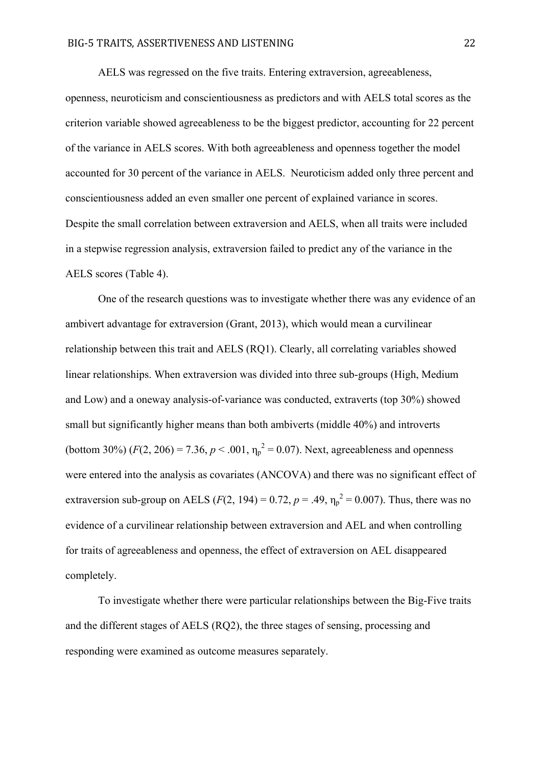AELS was regressed on the five traits. Entering extraversion, agreeableness, openness, neuroticism and conscientiousness as predictors and with AELS total scores as the criterion variable showed agreeableness to be the biggest predictor, accounting for 22 percent of the variance in AELS scores. With both agreeableness and openness together the model accounted for 30 percent of the variance in AELS. Neuroticism added only three percent and conscientiousness added an even smaller one percent of explained variance in scores. Despite the small correlation between extraversion and AELS, when all traits were included in a stepwise regression analysis, extraversion failed to predict any of the variance in the AELS scores (Table 4).

One of the research questions was to investigate whether there was any evidence of an ambivert advantage for extraversion (Grant, 2013), which would mean a curvilinear relationship between this trait and AELS (RQ1). Clearly, all correlating variables showed linear relationships. When extraversion was divided into three sub-groups (High, Medium and Low) and a oneway analysis-of-variance was conducted, extraverts (top 30%) showed small but significantly higher means than both ambiverts (middle 40%) and introverts (bottom 30%) ($F(2, 206) = 7.36$, $p < .001$, $\eta_p^2 = 0.07$). Next, agreeableness and openness were entered into the analysis as covariates (ANCOVA) and there was no significant effect of extraversion sub-group on AELS ($F(2, 194) = 0.72$, $p = .49$, $\eta_p^2 = 0.007$). Thus, there was no evidence of a curvilinear relationship between extraversion and AEL and when controlling for traits of agreeableness and openness, the effect of extraversion on AEL disappeared completely.

To investigate whether there were particular relationships between the Big-Five traits and the different stages of AELS (RQ2), the three stages of sensing, processing and responding were examined as outcome measures separately.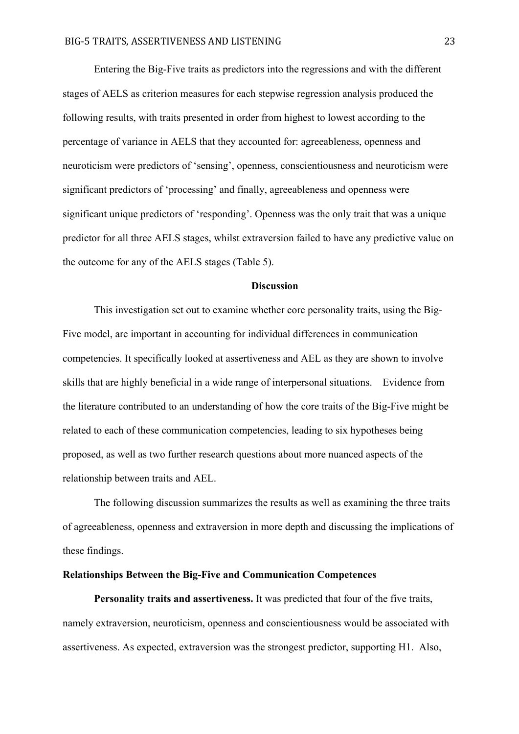Entering the Big-Five traits as predictors into the regressions and with the different stages of AELS as criterion measures for each stepwise regression analysis produced the following results, with traits presented in order from highest to lowest according to the percentage of variance in AELS that they accounted for: agreeableness, openness and neuroticism were predictors of 'sensing', openness, conscientiousness and neuroticism were significant predictors of 'processing' and finally, agreeableness and openness were significant unique predictors of 'responding'. Openness was the only trait that was a unique predictor for all three AELS stages, whilst extraversion failed to have any predictive value on the outcome for any of the AELS stages (Table 5).

## Discussion

This investigation set out to examine whether core personality traits, using the Big-Five model, are important in accounting for individual differences in communication competencies. It specifically looked at assertiveness and AEL as they are shown to involve skills that are highly beneficial in a wide range of interpersonal situations. Evidence from the literature contributed to an understanding of how the core traits of the Big-Five might be related to each of these communication competencies, leading to six hypotheses being proposed, as well as two further research questions about more nuanced aspects of the relationship between traits and AEL.

The following discussion summarizes the results as well as examining the three traits of agreeableness, openness and extraversion in more depth and discussing the implications of these findings.

### Relationships Between the Big-Five and Communication Competences

**Personality traits and assertiveness.** It was predicted that four of the five traits, namely extraversion, neuroticism, openness and conscientiousness would be associated with assertiveness. As expected, extraversion was the strongest predictor, supporting H1. Also,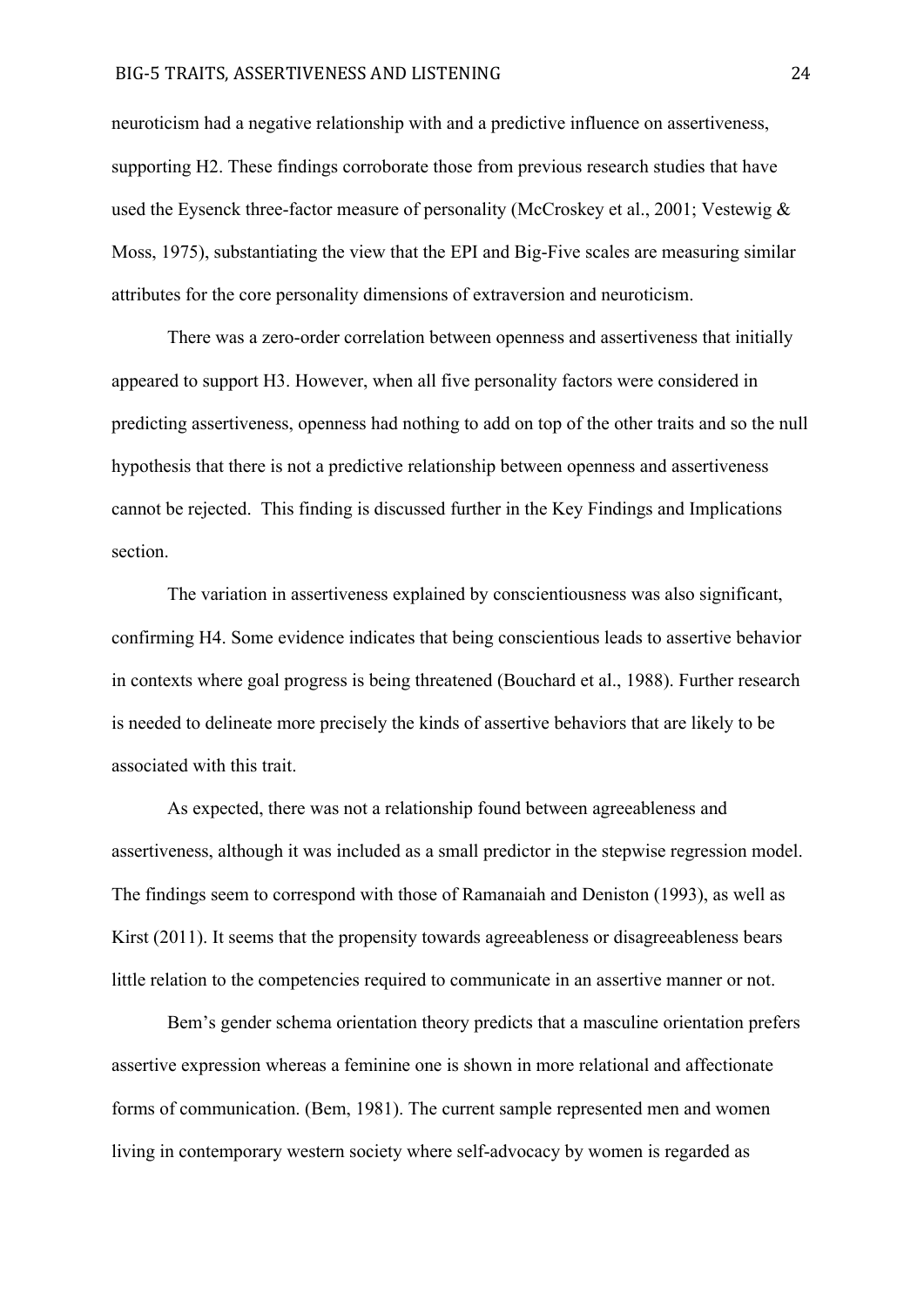neuroticism had a negative relationship with and a predictive influence on assertiveness, supporting H2. These findings corroborate those from previous research studies that have used the Eysenck three-factor measure of personality (McCroskey et al., 2001; Vestewig & Moss, 1975), substantiating the view that the EPI and Big-Five scales are measuring similar attributes for the core personality dimensions of extraversion and neuroticism.

There was a zero-order correlation between openness and assertiveness that initially appeared to support H3. However, when all five personality factors were considered in predicting assertiveness, openness had nothing to add on top of the other traits and so the null hypothesis that there is not a predictive relationship between openness and assertiveness cannot be rejected. This finding is discussed further in the Key Findings and Implications section.

The variation in assertiveness explained by conscientiousness was also significant, confirming H4. Some evidence indicates that being conscientious leads to assertive behavior in contexts where goal progress is being threatened (Bouchard et al., 1988). Further research is needed to delineate more precisely the kinds of assertive behaviors that are likely to be associated with this trait.

As expected, there was not a relationship found between agreeableness and assertiveness, although it was included as a small predictor in the stepwise regression model. The findings seem to correspond with those of Ramanaiah and Deniston (1993), as well as Kirst (2011). It seems that the propensity towards agreeableness or disagreeableness bears little relation to the competencies required to communicate in an assertive manner or not.

Bem's gender schema orientation theory predicts that a masculine orientation prefers assertive expression whereas a feminine one is shown in more relational and affectionate forms of communication. (Bem, 1981). The current sample represented men and women living in contemporary western society where self-advocacy by women is regarded as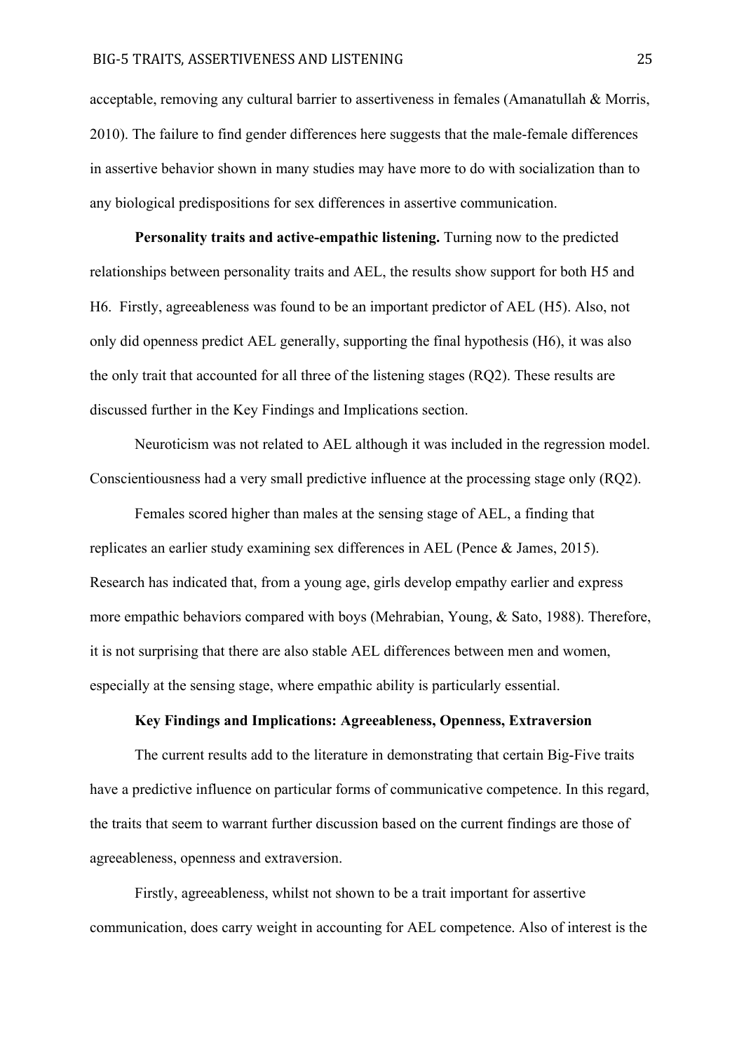acceptable, removing any cultural barrier to assertiveness in females (Amanatullah & Morris, 2010). The failure to find gender differences here suggests that the male-female differences in assertive behavior shown in many studies may have more to do with socialization than to any biological predispositions for sex differences in assertive communication.

**Personality traits and active-empathic listening.** Turning now to the predicted relationships between personality traits and AEL, the results show support for both H5 and H6. Firstly, agreeableness was found to be an important predictor of AEL (H5). Also, not only did openness predict AEL generally, supporting the final hypothesis (H6), it was also the only trait that accounted for all three of the listening stages (RQ2). These results are discussed further in the Key Findings and Implications section.

Neuroticism was not related to AEL although it was included in the regression model. Conscientiousness had a very small predictive influence at the processing stage only (RQ2).

Females scored higher than males at the sensing stage of AEL, a finding that replicates an earlier study examining sex differences in AEL (Pence & James, 2015). Research has indicated that, from a young age, girls develop empathy earlier and express more empathic behaviors compared with boys (Mehrabian, Young, & Sato, 1988). Therefore, it is not surprising that there are also stable AEL differences between men and women, especially at the sensing stage, where empathic ability is particularly essential.

## Key Findings and Implications: Agreeableness, Openness, Extraversion

The current results add to the literature in demonstrating that certain Big-Five traits have a predictive influence on particular forms of communicative competence. In this regard, the traits that seem to warrant further discussion based on the current findings are those of agreeableness, openness and extraversion.

Firstly, agreeableness, whilst not shown to be a trait important for assertive communication, does carry weight in accounting for AEL competence. Also of interest is the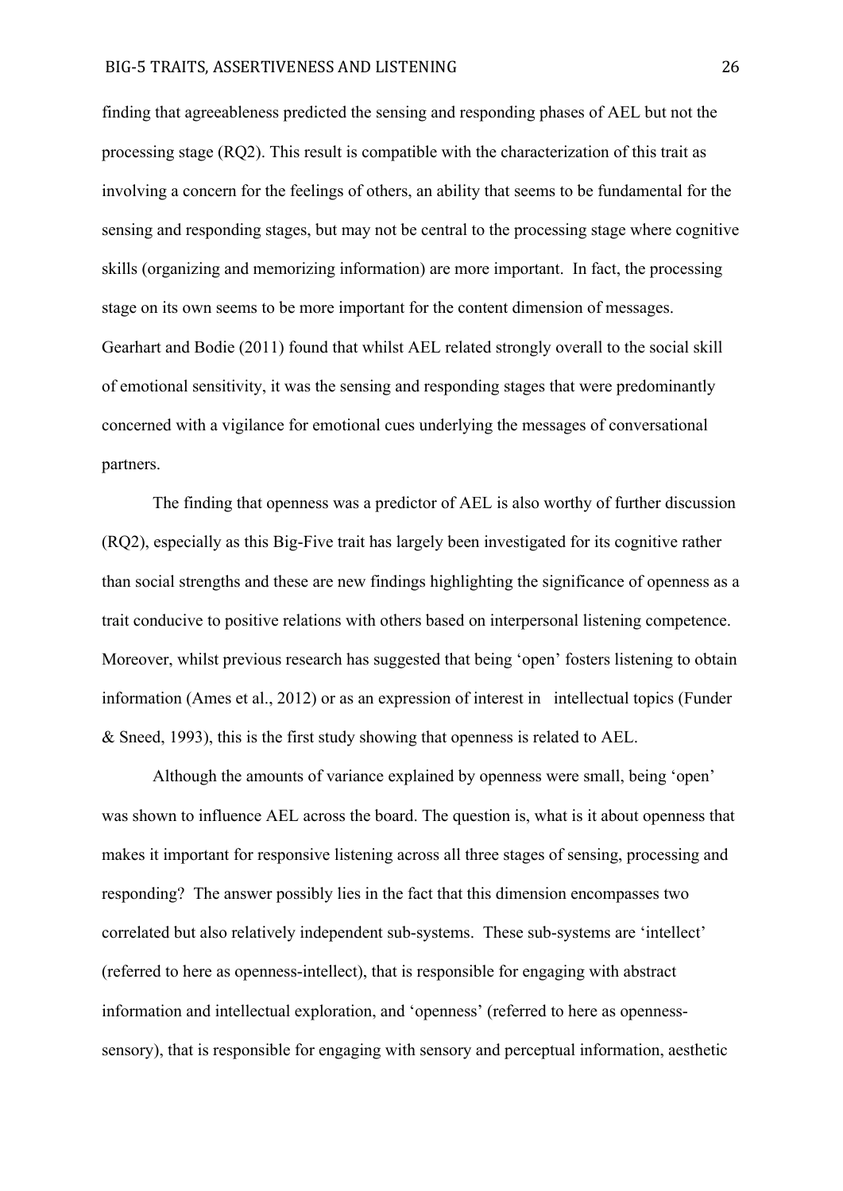finding that agreeableness predicted the sensing and responding phases of AEL but not the processing stage (RQ2). This result is compatible with the characterization of this trait as involving a concern for the feelings of others, an ability that seems to be fundamental for the sensing and responding stages, but may not be central to the processing stage where cognitive skills (organizing and memorizing information) are more important. In fact, the processing stage on its own seems to be more important for the content dimension of messages. Gearhart and Bodie (2011) found that whilst AEL related strongly overall to the social skill of emotional sensitivity, it was the sensing and responding stages that were predominantly concerned with a vigilance for emotional cues underlying the messages of conversational partners.

The finding that openness was a predictor of AEL is also worthy of further discussion (RQ2), especially as this Big-Five trait has largely been investigated for its cognitive rather than social strengths and these are new findings highlighting the significance of openness as a trait conducive to positive relations with others based on interpersonal listening competence. Moreover, whilst previous research has suggested that being 'open' fosters listening to obtain information (Ames et al., 2012) or as an expression of interest in intellectual topics (Funder & Sneed, 1993), this is the first study showing that openness is related to AEL.

Although the amounts of variance explained by openness were small, being 'open' was shown to influence AEL across the board. The question is, what is it about openness that makes it important for responsive listening across all three stages of sensing, processing and responding? The answer possibly lies in the fact that this dimension encompasses two correlated but also relatively independent sub-systems. These sub-systems are 'intellect' (referred to here as openness-intellect), that is responsible for engaging with abstract information and intellectual exploration, and 'openness' (referred to here as openness-sensory), that is responsible for engaging with sensory and perceptual information, aesthetic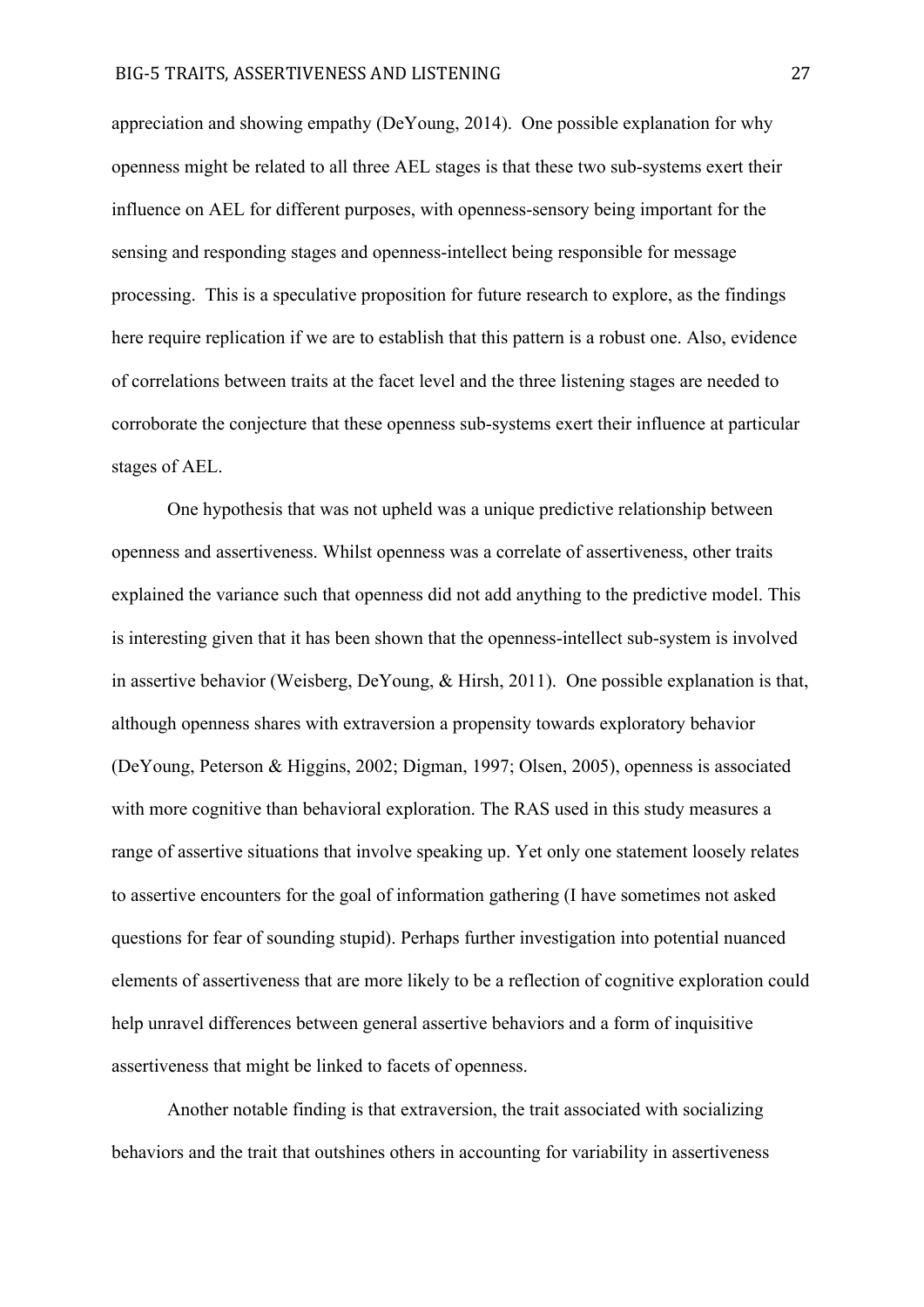appreciation and showing empathy (DeYoung, 2014). One possible explanation for why openness might be related to all three AEL stages is that these two sub-systems exert their influence on AEL for different purposes, with openness-sensory being important for the sensing and responding stages and openness-intellect being responsible for message processing. This is a speculative proposition for future research to explore, as the findings here require replication if we are to establish that this pattern is a robust one. Also, evidence of correlations between traits at the facet level and the three listening stages are needed to corroborate the conjecture that these openness sub-systems exert their influence at particular stages of AEL.

One hypothesis that was not upheld was a unique predictive relationship between openness and assertiveness. Whilst openness was a correlate of assertiveness, other traits explained the variance such that openness did not add anything to the predictive model. This is interesting given that it has been shown that the openness-intellect sub-system is involved in assertive behavior (Weisberg, DeYoung, & Hirsh, 2011). One possible explanation is that, although openness shares with extraversion a propensity towards exploratory behavior (DeYoung, Peterson & Higgins, 2002; Digman, 1997; Olsen, 2005), openness is associated with more cognitive than behavioral exploration. The RAS used in this study measures a range of assertive situations that involve speaking up. Yet only one statement loosely relates to assertive encounters for the goal of information gathering (I have sometimes not asked questions for fear of sounding stupid). Perhaps further investigation into potential nuanced elements of assertiveness that are more likely to be a reflection of cognitive exploration could help unravel differences between general assertive behaviors and a form of inquisitive assertiveness that might be linked to facets of openness.

Another notable finding is that extraversion, the trait associated with socializing behaviors and the trait that outshines others in accounting for variability in assertiveness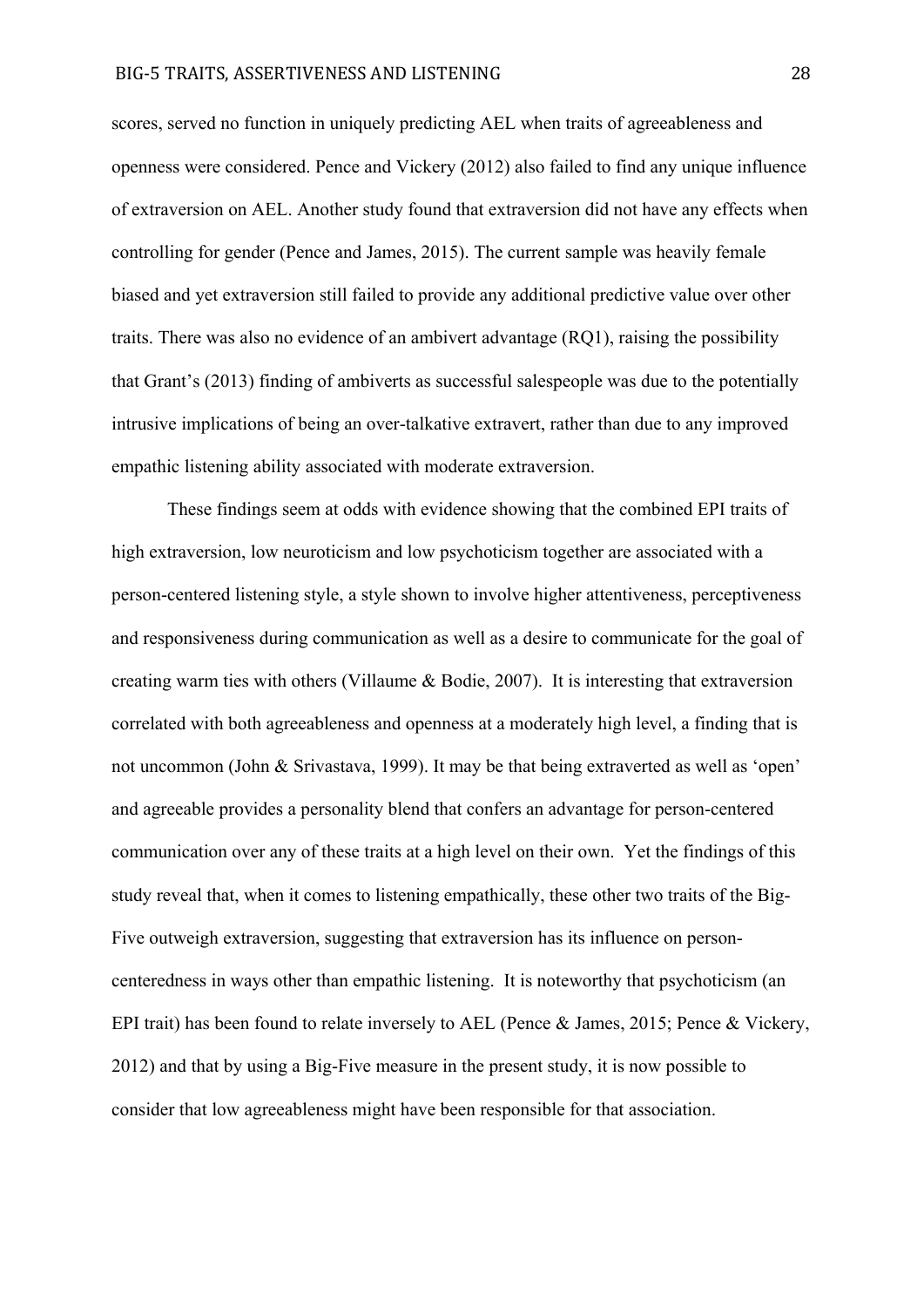scores, served no function in uniquely predicting AEL when traits of agreeableness and openness were considered. Pence and Vickery (2012) also failed to find any unique influence of extraversion on AEL. Another study found that extraversion did not have any effects when controlling for gender (Pence and James, 2015). The current sample was heavily female biased and yet extraversion still failed to provide any additional predictive value over other traits. There was also no evidence of an ambivert advantage (RQ1), raising the possibility that Grant's (2013) finding of ambiverts as successful salespeople was due to the potentially intrusive implications of being an over-talkative extravert, rather than due to any improved empathic listening ability associated with moderate extraversion.

These findings seem at odds with evidence showing that the combined EPI traits of high extraversion, low neuroticism and low psychoticism together are associated with a person-centered listening style, a style shown to involve higher attentiveness, perceptiveness and responsiveness during communication as well as a desire to communicate for the goal of creating warm ties with others (Villaume & Bodie, 2007). It is interesting that extraversion correlated with both agreeableness and openness at a moderately high level, a finding that is not uncommon (John & Srivastava, 1999). It may be that being extraverted as well as 'open' and agreeable provides a personality blend that confers an advantage for person-centered communication over any of these traits at a high level on their own. Yet the findings of this study reveal that, when it comes to listening empathically, these other two traits of the Big-Five outweigh extraversion, suggesting that extraversion has its influence on person-centeredness in ways other than empathic listening. It is noteworthy that psychoticism (an EPI trait) has been found to relate inversely to AEL (Pence & James, 2015; Pence & Vickery, 2012) and that by using a Big-Five measure in the present study, it is now possible to consider that low agreeableness might have been responsible for that association.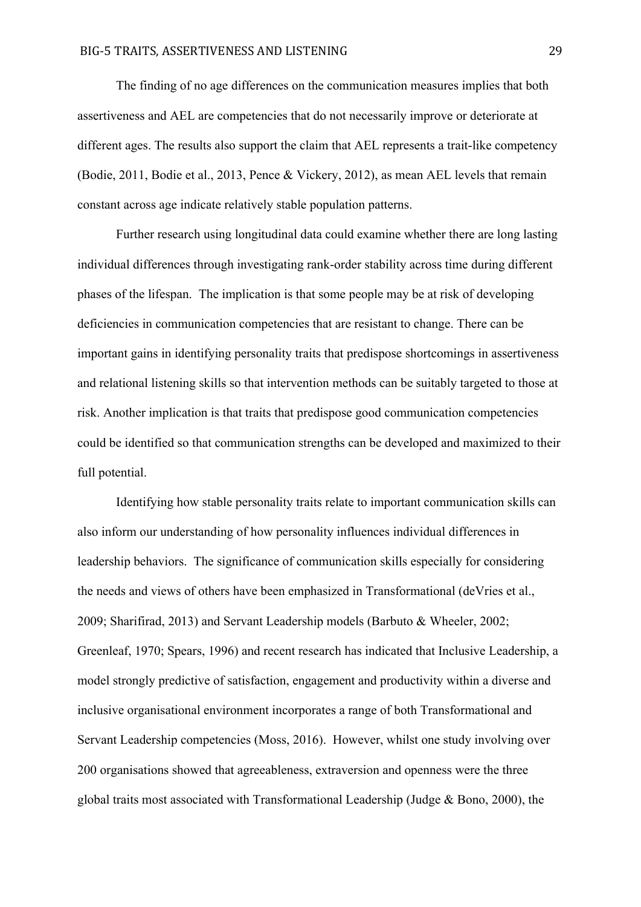The finding of no age differences on the communication measures implies that both assertiveness and AEL are competencies that do not necessarily improve or deteriorate at different ages. The results also support the claim that AEL represents a trait-like competency (Bodie, 2011, Bodie et al., 2013, Pence & Vickery, 2012), as mean AEL levels that remain constant across age indicate relatively stable population patterns.

Further research using longitudinal data could examine whether there are long lasting individual differences through investigating rank-order stability across time during different phases of the lifespan. The implication is that some people may be at risk of developing deficiencies in communication competencies that are resistant to change. There can be important gains in identifying personality traits that predispose shortcomings in assertiveness and relational listening skills so that intervention methods can be suitably targeted to those at risk. Another implication is that traits that predispose good communication competencies could be identified so that communication strengths can be developed and maximized to their full potential.

Identifying how stable personality traits relate to important communication skills can also inform our understanding of how personality influences individual differences in leadership behaviors. The significance of communication skills especially for considering the needs and views of others have been emphasized in Transformational (deVries et al., 2009; Sharifirad, 2013) and Servant Leadership models (Barbuto & Wheeler, 2002; Greenleaf, 1970; Spears, 1996) and recent research has indicated that Inclusive Leadership, a model strongly predictive of satisfaction, engagement and productivity within a diverse and inclusive organisational environment incorporates a range of both Transformational and Servant Leadership competencies (Moss, 2016). However, whilst one study involving over 200 organisations showed that agreeableness, extraversion and openness were the three global traits most associated with Transformational Leadership (Judge & Bono, 2000), the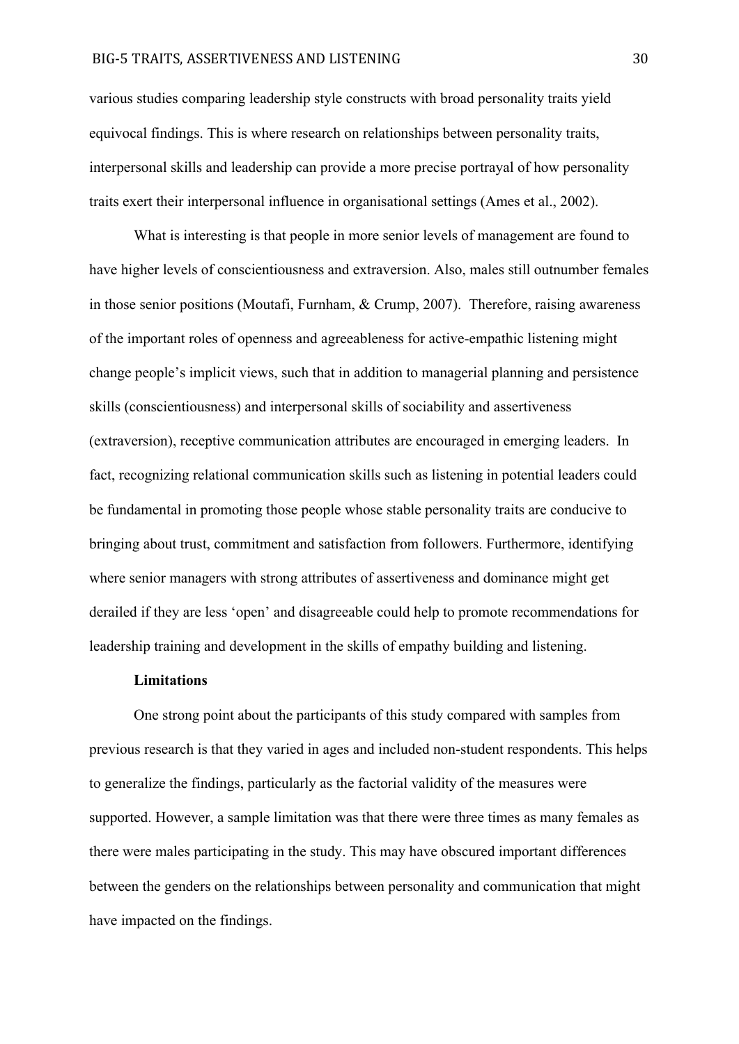various studies comparing leadership style constructs with broad personality traits yield equivocal findings. This is where research on relationships between personality traits, interpersonal skills and leadership can provide a more precise portrayal of how personality traits exert their interpersonal influence in organisational settings (Ames et al., 2002).

What is interesting is that people in more senior levels of management are found to have higher levels of conscientiousness and extraversion. Also, males still outnumber females in those senior positions (Moutafi, Furnham, & Crump, 2007). Therefore, raising awareness of the important roles of openness and agreeableness for active-empathic listening might change people's implicit views, such that in addition to managerial planning and persistence skills (conscientiousness) and interpersonal skills of sociability and assertiveness (extraversion), receptive communication attributes are encouraged in emerging leaders. In fact, recognizing relational communication skills such as listening in potential leaders could be fundamental in promoting those people whose stable personality traits are conducive to bringing about trust, commitment and satisfaction from followers. Furthermore, identifying where senior managers with strong attributes of assertiveness and dominance might get derailed if they are less 'open' and disagreeable could help to promote recommendations for leadership training and development in the skills of empathy building and listening.

**Limitations**

One strong point about the participants of this study compared with samples from previous research is that they varied in ages and included non-student respondents. This helps to generalize the findings, particularly as the factorial validity of the measures were supported. However, a sample limitation was that there were three times as many females as there were males participating in the study. This may have obscured important differences between the genders on the relationships between personality and communication that might have impacted on the findings.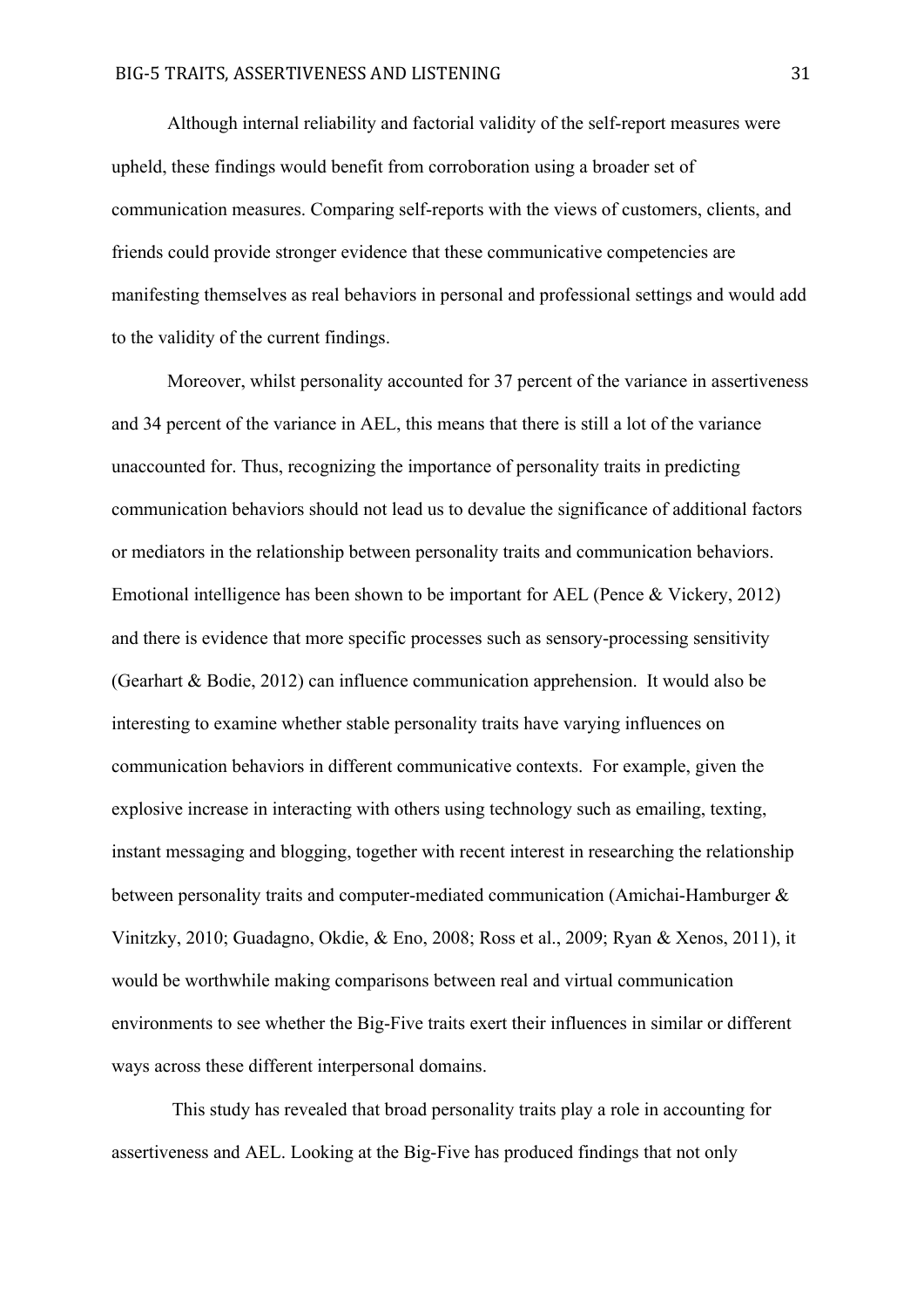Although internal reliability and factorial validity of the self-report measures were upheld, these findings would benefit from corroboration using a broader set of communication measures. Comparing self-reports with the views of customers, clients, and friends could provide stronger evidence that these communicative competencies are manifesting themselves as real behaviors in personal and professional settings and would add to the validity of the current findings.

Moreover, whilst personality accounted for 37 percent of the variance in assertiveness and 34 percent of the variance in AEL, this means that there is still a lot of the variance unaccounted for. Thus, recognizing the importance of personality traits in predicting communication behaviors should not lead us to devalue the significance of additional factors or mediators in the relationship between personality traits and communication behaviors. Emotional intelligence has been shown to be important for AEL (Pence & Vickery, 2012) and there is evidence that more specific processes such as sensory-processing sensitivity (Gearhart & Bodie, 2012) can influence communication apprehension. It would also be interesting to examine whether stable personality traits have varying influences on communication behaviors in different communicative contexts. For example, given the explosive increase in interacting with others using technology such as emailing, texting, instant messaging and blogging, together with recent interest in researching the relationship between personality traits and computer-mediated communication (Amichai-Hamburger & Vinitzky, 2010; Guadagno, Okdie, & Eno, 2008; Ross et al., 2009; Ryan & Xenos, 2011), it would be worthwhile making comparisons between real and virtual communication environments to see whether the Big-Five traits exert their influences in similar or different ways across these different interpersonal domains.

This study has revealed that broad personality traits play a role in accounting for assertiveness and AEL. Looking at the Big-Five has produced findings that not only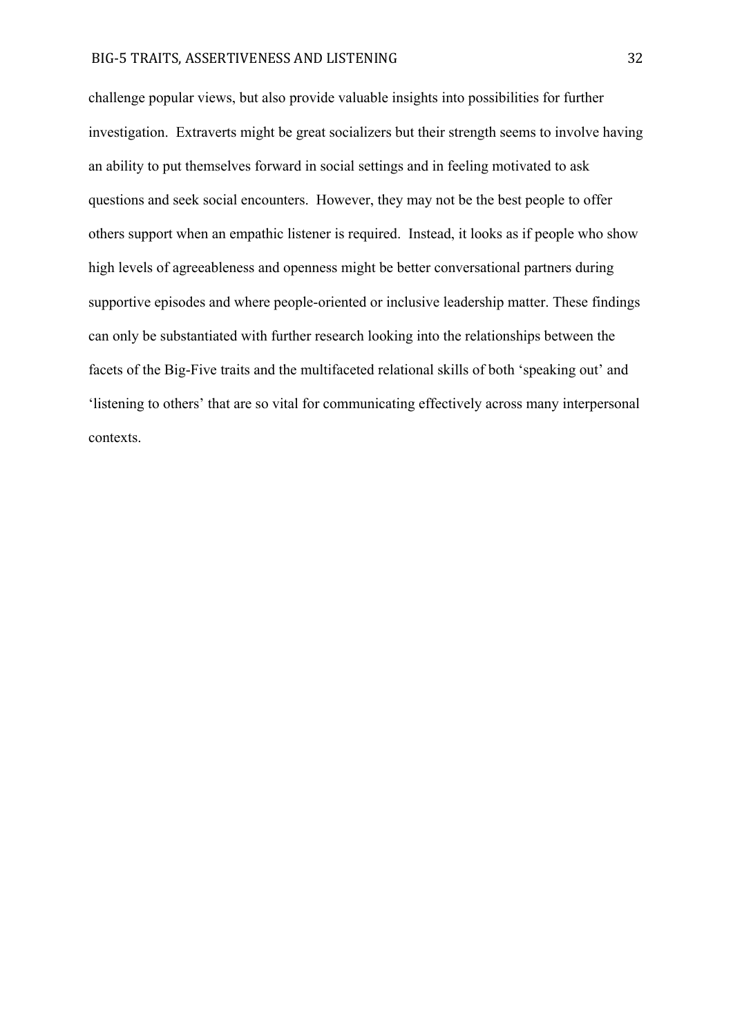challenge popular views, but also provide valuable insights into possibilities for further investigation. Extraverts might be great socializers but their strength seems to involve having an ability to put themselves forward in social settings and in feeling motivated to ask questions and seek social encounters. However, they may not be the best people to offer others support when an empathic listener is required. Instead, it looks as if people who show high levels of agreeableness and openness might be better conversational partners during supportive episodes and where people-oriented or inclusive leadership matter. These findings can only be substantiated with further research looking into the relationships between the facets of the Big-Five traits and the multifaceted relational skills of both 'speaking out' and 'listening to others' that are so vital for communicating effectively across many interpersonal contexts.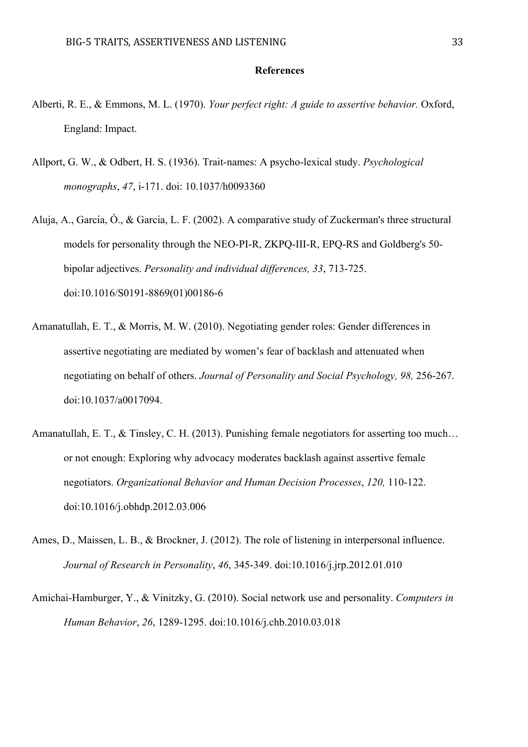# References

Alberti, R. E., & Emmons, M. L. (1970). *Your perfect right: A guide to assertive behavior.* Oxford, England: Impact.

Allport, G. W., & Odbert, H. S. (1936). Trait-names: A psycho-lexical study. *Psychological monographs*, *47*, i-171. doi: 10.1037/h0093360

Aluja, A., García, Ó., & García, L. F. (2002). A comparative study of Zuckerman's three structural models for personality through the NEO-PI-R, ZKPQ-III-R, EPQ-RS and Goldberg's 50-bipolar adjectives. *Personality and individual differences, 33*, 713-725. doi:10.1016/S0191-8869(01)00186-6

Amanatullah, E. T., & Morris, M. W. (2010). Negotiating gender roles: Gender differences in assertive negotiating are mediated by women's fear of backlash and attenuated when negotiating on behalf of others. *Journal of Personality and Social Psychology, 98,* 256-267. doi:10.1037/a0017094.

Amanatullah, E. T., & Tinsley, C. H. (2013). Punishing female negotiators for asserting too much… or not enough: Exploring why advocacy moderates backlash against assertive female negotiators. *Organizational Behavior and Human Decision Processes*, *120,* 110-122. doi:10.1016/j.obhdp.2012.03.006

Ames, D., Maissen, L. B., & Brockner, J. (2012). The role of listening in interpersonal influence. *Journal of Research in Personality*, *46*, 345-349. doi:10.1016/j.jrp.2012.01.010

Amichai-Hamburger, Y., & Vinitzky, G. (2010). Social network use and personality. *Computers in Human Behavior*, *26*, 1289-1295. doi:10.1016/j.chb.2010.03.018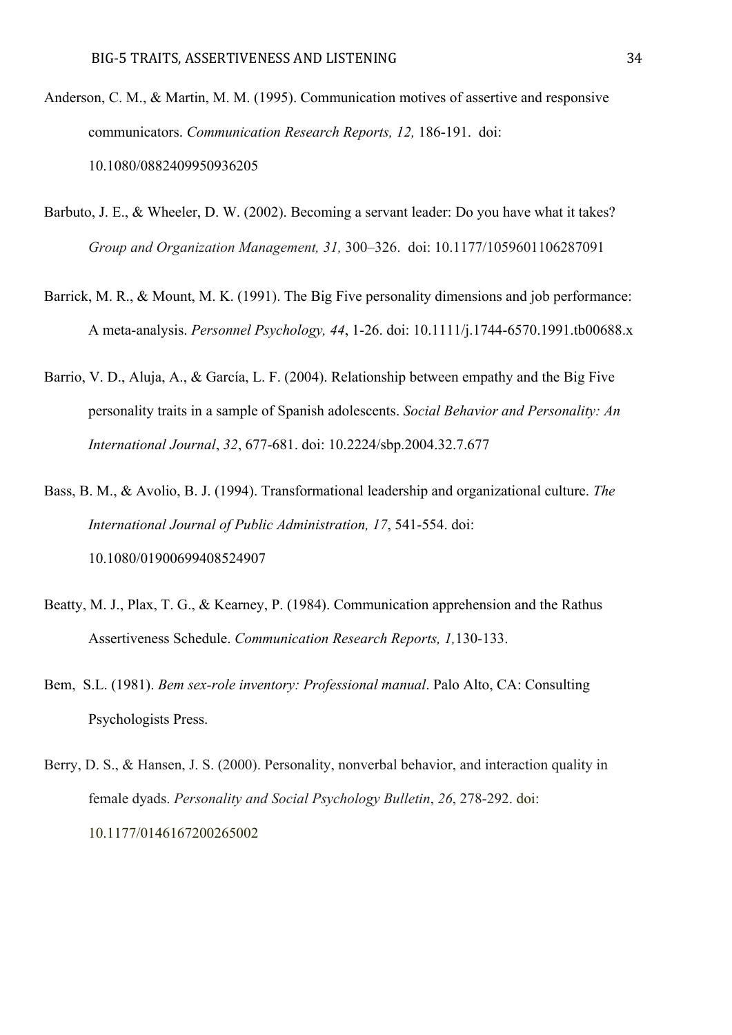Anderson, C. M., & Martin, M. M. (1995). Communication motives of assertive and responsive communicators. *Communication Research Reports, 12,* 186-191. doi: 10.1080/0882409950936205

Barbuto, J. E., & Wheeler, D. W. (2002). Becoming a servant leader: Do you have what it takes? *Group and Organization Management, 31,* 300–326. doi: 10.1177/1059601106287091

Barrick, M. R., & Mount, M. K. (1991). The Big Five personality dimensions and job performance: A meta-analysis. *Personnel Psychology, 44*, 1-26. doi: 10.1111/j.1744-6570.1991.tb00688.x

Barrio, V. D., Aluja, A., & García, L. F. (2004). Relationship between empathy and the Big Five personality traits in a sample of Spanish adolescents. *Social Behavior and Personality: An International Journal*, *32*, 677-681. doi: 10.2224/sbp.2004.32.7.677

Bass, B. M., & Avolio, B. J. (1994). Transformational leadership and organizational culture. *The International Journal of Public Administration, 17*, 541-554. doi: 10.1080/01900699408524907

Beatty, M. J., Plax, T. G., & Kearney, P. (1984). Communication apprehension and the Rathus Assertiveness Schedule. *Communication Research Reports, 1,*130-133.

Bem, S.L. (1981). *Bem sex-role inventory: Professional manual*. Palo Alto, CA: Consulting Psychologists Press.

Berry, D. S., & Hansen, J. S. (2000). Personality, nonverbal behavior, and interaction quality in female dyads. *Personality and Social Psychology Bulletin*, *26*, 278-292. doi: 10.1177/0146167200265002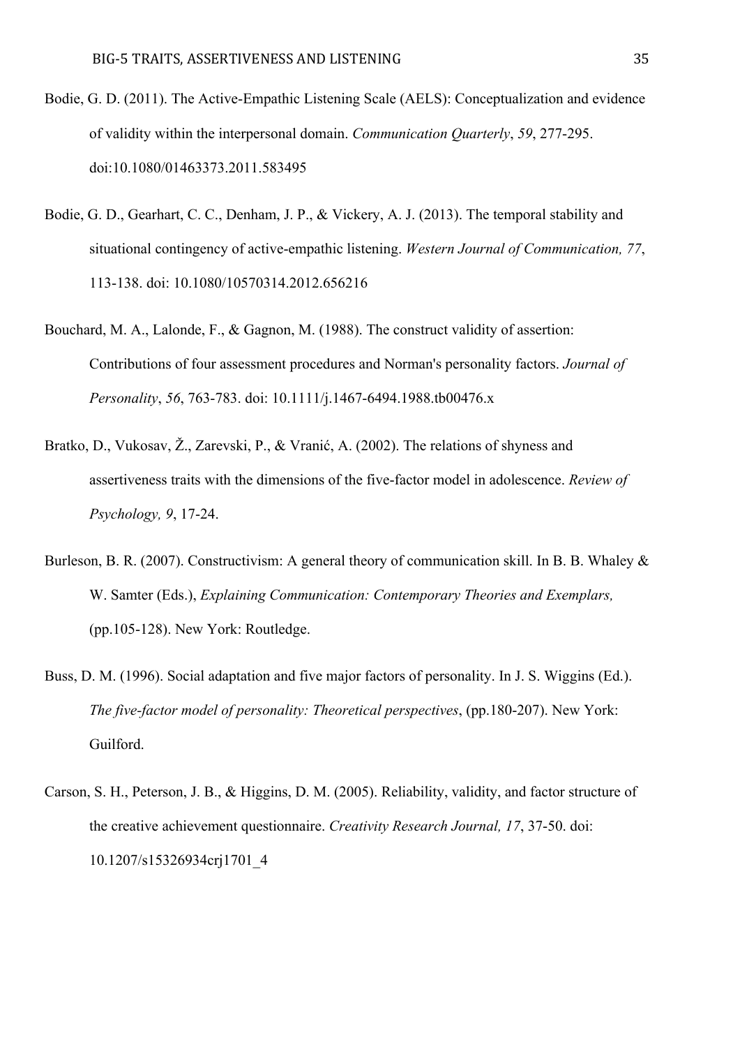Bodie, G. D. (2011). The Active-Empathic Listening Scale (AELS): Conceptualization and evidence of validity within the interpersonal domain. *Communication Quarterly*, *59*, 277-295. doi:10.1080/01463373.2011.583495

Bodie, G. D., Gearhart, C. C., Denham, J. P., & Vickery, A. J. (2013). The temporal stability and situational contingency of active-empathic listening. *Western Journal of Communication, 77*, 113-138. doi: 10.1080/10570314.2012.656216

Bouchard, M. A., Lalonde, F., & Gagnon, M. (1988). The construct validity of assertion: Contributions of four assessment procedures and Norman's personality factors. *Journal of Personality*, *56*, 763-783. doi: 10.1111/j.1467-6494.1988.tb00476.x

Bratko, D., Vukosav, Ž., Zarevski, P., & Vranić, A. (2002). The relations of shyness and assertiveness traits with the dimensions of the five-factor model in adolescence. *Review of Psychology, 9*, 17-24.

Burleson, B. R. (2007). Constructivism: A general theory of communication skill. In B. B. Whaley & W. Samter (Eds.), *Explaining Communication: Contemporary Theories and Exemplars,* (pp.105-128). New York: Routledge.

Buss, D. M. (1996). Social adaptation and five major factors of personality. In J. S. Wiggins (Ed.). *The five-factor model of personality: Theoretical perspectives*, (pp.180-207). New York: Guilford.

Carson, S. H., Peterson, J. B., & Higgins, D. M. (2005). Reliability, validity, and factor structure of the creative achievement questionnaire. *Creativity Research Journal, 17*, 37-50. doi: 10.1207/s15326934crj1701_4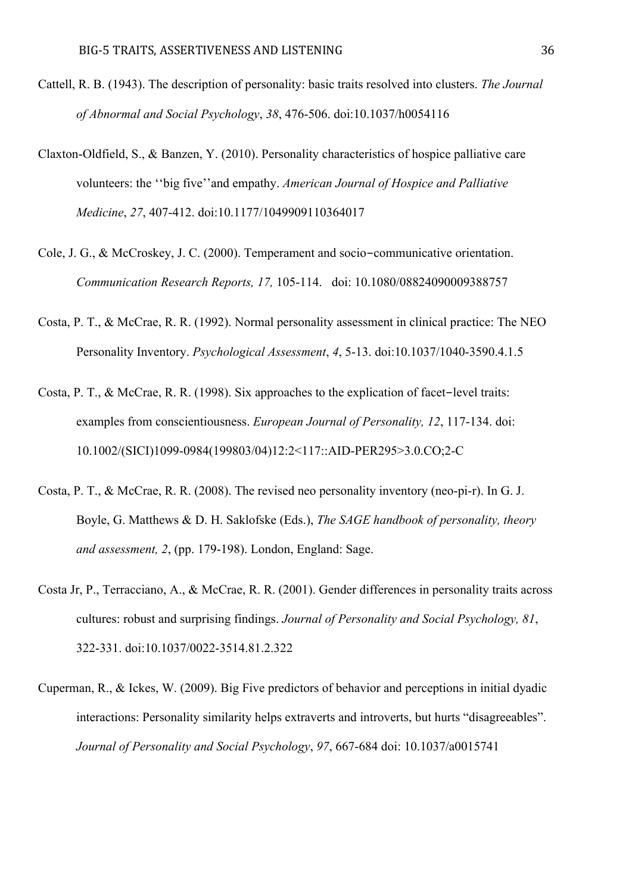Cattell, R. B. (1943). The description of personality: basic traits resolved into clusters. *The Journal of Abnormal and Social Psychology*, *38*, 476-506. doi:10.1037/h0054116

Claxton-Oldfield, S., & Banzen, Y. (2010). Personality characteristics of hospice palliative care volunteers: the ''big five''and empathy. *American Journal of Hospice and Palliative Medicine*, *27*, 407-412. doi:10.1177/1049909110364017

Cole, J. G., & McCroskey, J. C. (2000). Temperament and socio-communicative orientation. *Communication Research Reports, 17,* 105-114. doi: 10.1080/08824090009388757

Costa, P. T., & McCrae, R. R. (1992). Normal personality assessment in clinical practice: The NEO Personality Inventory. *Psychological Assessment*, *4*, 5-13. doi:10.1037/1040-3590.4.1.5

Costa, P. T., & McCrae, R. R. (1998). Six approaches to the explication of facet-level traits: examples from conscientiousness. *European Journal of Personality, 12*, 117-134. doi: 10.1002/(SICI)1099-0984(199803/04)12:2<117::AID-PER295>3.0.CO;2-C

Costa, P. T., & McCrae, R. R. (2008). The revised neo personality inventory (neo-pi-r). In G. J. Boyle, G. Matthews & D. H. Saklofske (Eds.), *The SAGE handbook of personality, theory and assessment, 2*, (pp. 179-198). London, England: Sage.

Costa Jr, P., Terracciano, A., & McCrae, R. R. (2001). Gender differences in personality traits across cultures: robust and surprising findings. *Journal of Personality and Social Psychology, 81*, 322-331. doi:10.1037/0022-3514.81.2.322

Cuperman, R., & Ickes, W. (2009). Big Five predictors of behavior and perceptions in initial dyadic interactions: Personality similarity helps extraverts and introverts, but hurts "disagreeables". *Journal of Personality and Social Psychology*, *97*, 667-684 doi: 10.1037/a0015741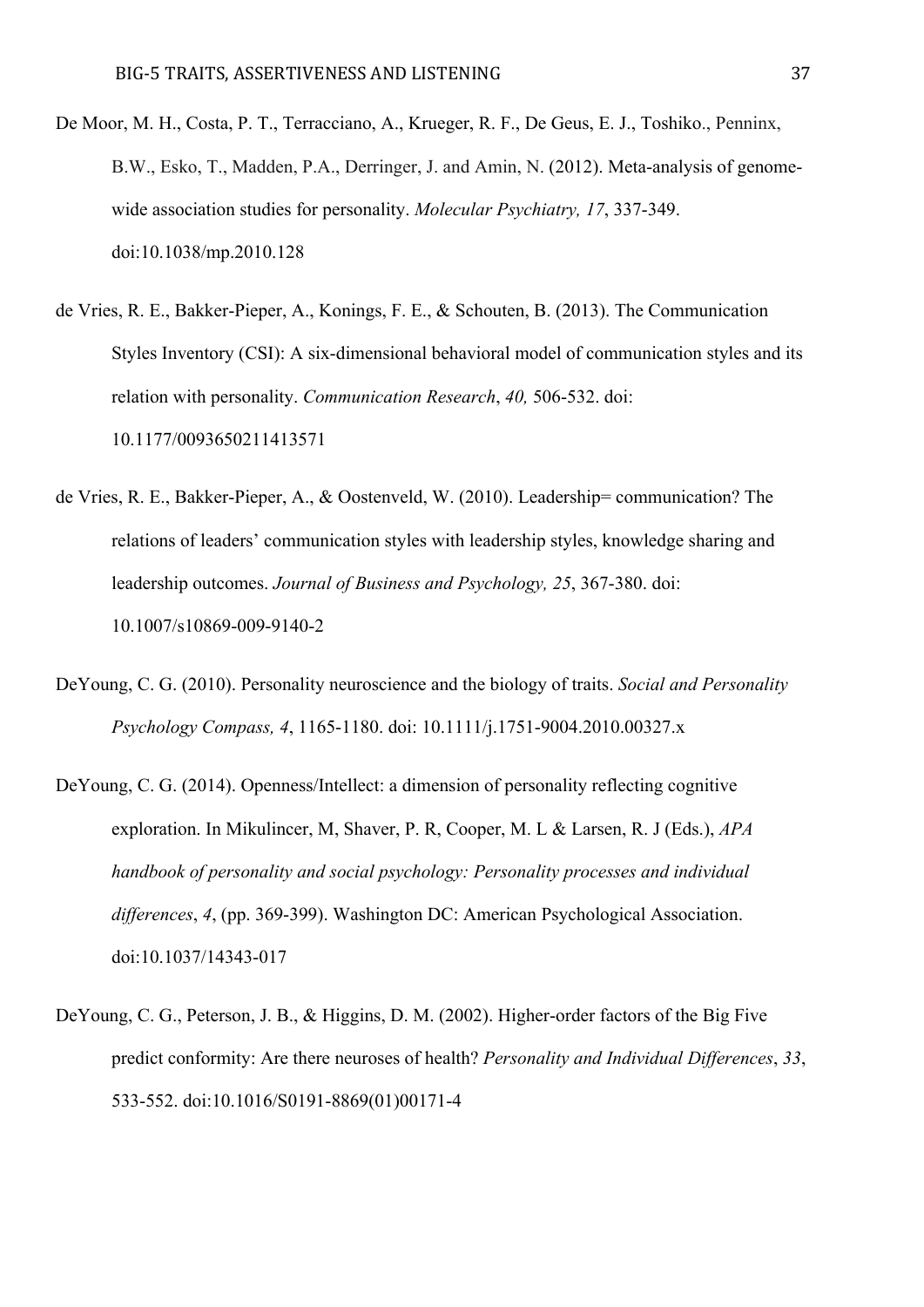De Moor, M. H., Costa, P. T., Terracciano, A., Krueger, R. F., De Geus, E. J., Toshiko., Penninx, B.W., Esko, T., Madden, P.A., Derringer, J. and Amin, N. (2012). Meta-analysis of genome-wide association studies for personality. *Molecular Psychiatry, 17*, 337-349. doi:10.1038/mp.2010.128

de Vries, R. E., Bakker-Pieper, A., Konings, F. E., & Schouten, B. (2013). The Communication Styles Inventory (CSI): A six-dimensional behavioral model of communication styles and its relation with personality. *Communication Research*, *40,* 506-532. doi: 10.1177/0093650211413571

de Vries, R. E., Bakker-Pieper, A., & Oostenveld, W. (2010). Leadership= communication? The relations of leaders' communication styles with leadership styles, knowledge sharing and leadership outcomes. *Journal of Business and Psychology, 25*, 367-380. doi: 10.1007/s10869-009-9140-2

DeYoung, C. G. (2010). Personality neuroscience and the biology of traits. *Social and Personality Psychology Compass, 4*, 1165-1180. doi: 10.1111/j.1751-9004.2010.00327.x

DeYoung, C. G. (2014). Openness/Intellect: a dimension of personality reflecting cognitive exploration. In Mikulincer, M, Shaver, P. R, Cooper, M. L & Larsen, R. J (Eds.), *APA handbook of personality and social psychology: Personality processes and individual differences*, *4*, (pp. 369-399). Washington DC: American Psychological Association. doi:10.1037/14343-017

DeYoung, C. G., Peterson, J. B., & Higgins, D. M. (2002). Higher-order factors of the Big Five predict conformity: Are there neuroses of health? *Personality and Individual Differences*, *33*, 533-552. doi:10.1016/S0191-8869(01)00171-4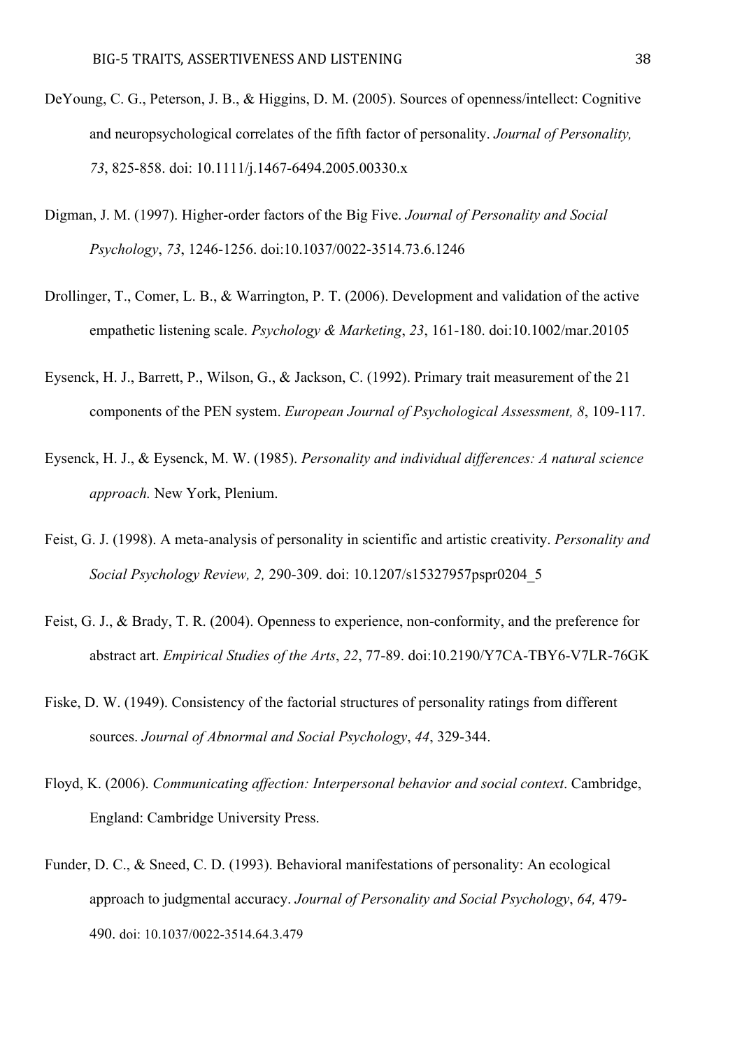DeYoung, C. G., Peterson, J. B., & Higgins, D. M. (2005). Sources of openness/intellect: Cognitive and neuropsychological correlates of the fifth factor of personality. *Journal of Personality, 73*, 825-858. doi: 10.1111/j.1467-6494.2005.00330.x

Digman, J. M. (1997). Higher-order factors of the Big Five. *Journal of Personality and Social Psychology*, *73*, 1246-1256. doi:10.1037/0022-3514.73.6.1246

Drollinger, T., Comer, L. B., & Warrington, P. T. (2006). Development and validation of the active empathetic listening scale. *Psychology & Marketing*, *23*, 161-180. doi:10.1002/mar.20105

Eysenck, H. J., Barrett, P., Wilson, G., & Jackson, C. (1992). Primary trait measurement of the 21 components of the PEN system. *European Journal of Psychological Assessment, 8*, 109-117.

Eysenck, H. J., & Eysenck, M. W. (1985). *Personality and individual differences: A natural science approach.* New York, Plenium.

Feist, G. J. (1998). A meta-analysis of personality in scientific and artistic creativity. *Personality and Social Psychology Review, 2,* 290-309. doi: 10.1207/s15327957pspr0204_5

Feist, G. J., & Brady, T. R. (2004). Openness to experience, non-conformity, and the preference for abstract art. *Empirical Studies of the Arts*, *22*, 77-89. doi:10.2190/Y7CA-TBY6-V7LR-76GK

Fiske, D. W. (1949). Consistency of the factorial structures of personality ratings from different sources. *Journal of Abnormal and Social Psychology*, *44*, 329-344.

Floyd, K. (2006). *Communicating affection: Interpersonal behavior and social context*. Cambridge, England: Cambridge University Press.

Funder, D. C., & Sneed, C. D. (1993). Behavioral manifestations of personality: An ecological approach to judgmental accuracy. *Journal of Personality and Social Psychology*, *64,* 479-490. doi: 10.1037/0022-3514.64.3.479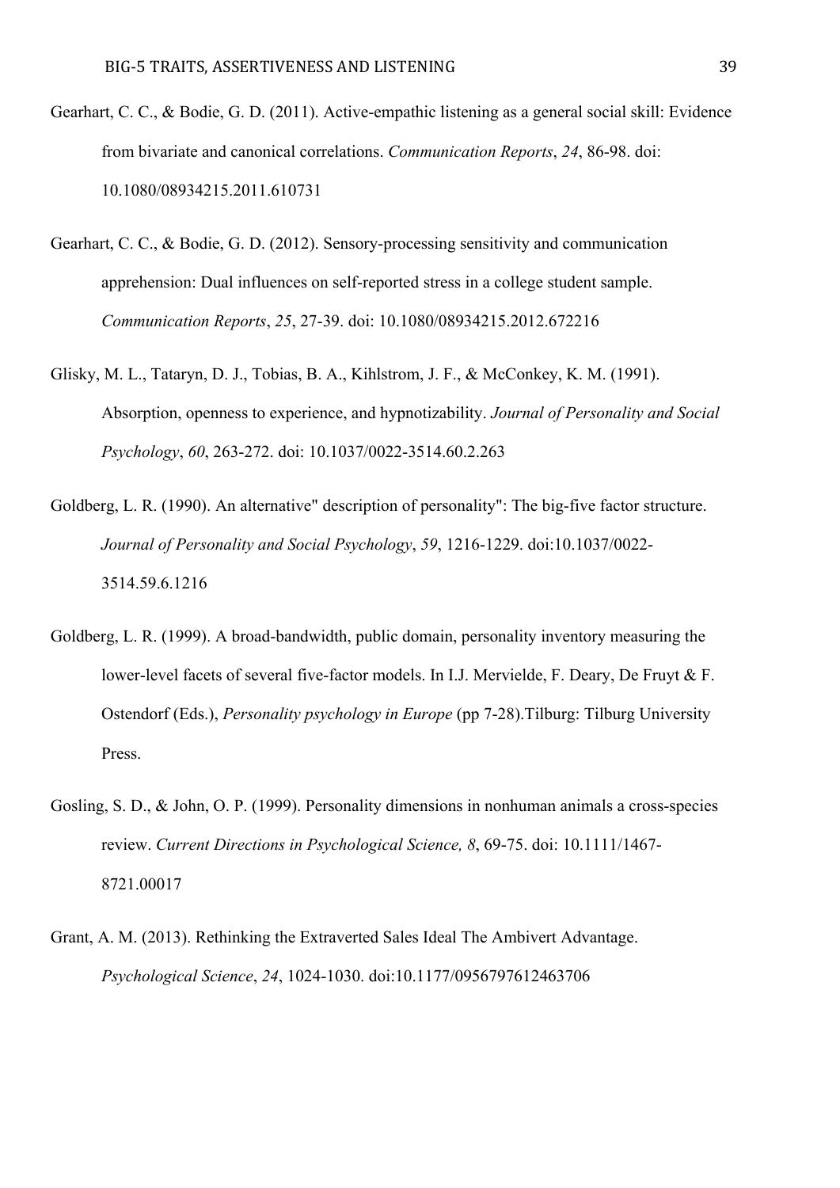Gearhart, C. C., & Bodie, G. D. (2011). Active-empathic listening as a general social skill: Evidence from bivariate and canonical correlations. *Communication Reports*, *24*, 86-98. doi: 10.1080/08934215.2011.610731

Gearhart, C. C., & Bodie, G. D. (2012). Sensory-processing sensitivity and communication apprehension: Dual influences on self-reported stress in a college student sample. *Communication Reports*, *25*, 27-39. doi: 10.1080/08934215.2012.672216

Glisky, M. L., Tataryn, D. J., Tobias, B. A., Kihlstrom, J. F., & McConkey, K. M. (1991). Absorption, openness to experience, and hypnotizability. *Journal of Personality and Social Psychology*, *60*, 263-272. doi: 10.1037/0022-3514.60.2.263

Goldberg, L. R. (1990). An alternative" description of personality": The big-five factor structure. *Journal of Personality and Social Psychology*, *59*, 1216-1229. doi:10.1037/0022-3514.59.6.1216

Goldberg, L. R. (1999). A broad-bandwidth, public domain, personality inventory measuring the lower-level facets of several five-factor models. In I.J. Mervielde, F. Deary, De Fruyt & F. Ostendorf (Eds.), *Personality psychology in Europe* (pp 7-28).Tilburg: Tilburg University Press.

Gosling, S. D., & John, O. P. (1999). Personality dimensions in nonhuman animals a cross-species review. *Current Directions in Psychological Science, 8*, 69-75. doi: 10.1111/1467-8721.00017

Grant, A. M. (2013). Rethinking the Extraverted Sales Ideal The Ambivert Advantage. *Psychological Science*, *24*, 1024-1030. doi:10.1177/0956797612463706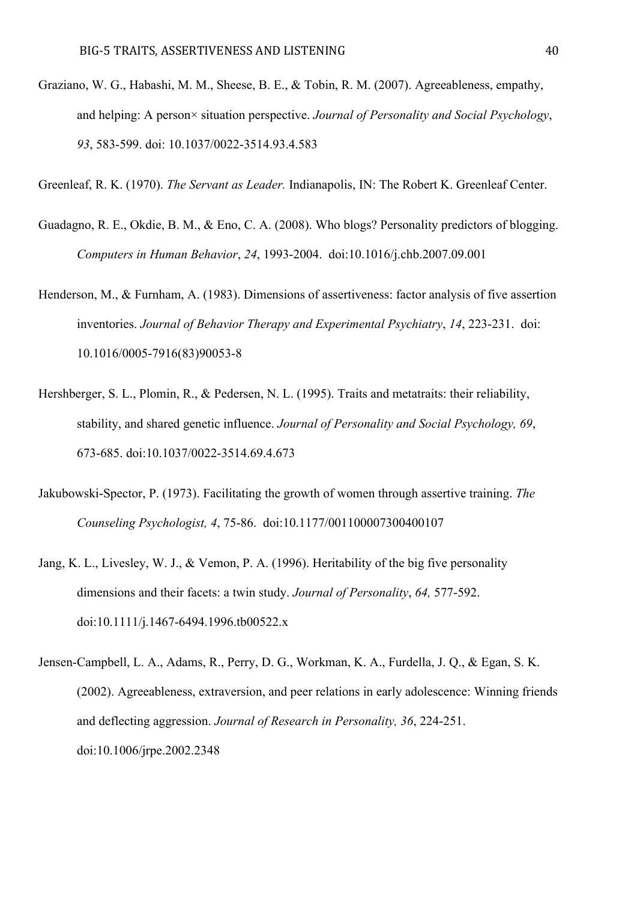Graziano, W. G., Habashi, M. M., Sheese, B. E., & Tobin, R. M. (2007). Agreeableness, empathy, and helping: A person× situation perspective. *Journal of Personality and Social Psychology*, *93*, 583-599. doi: 10.1037/0022-3514.93.4.583

Greenleaf, R. K. (1970). *The Servant as Leader.* Indianapolis, IN: The Robert K. Greenleaf Center.

Guadagno, R. E., Okdie, B. M., & Eno, C. A. (2008). Who blogs? Personality predictors of blogging. *Computers in Human Behavior*, *24*, 1993-2004. doi:10.1016/j.chb.2007.09.001

Henderson, M., & Furnham, A. (1983). Dimensions of assertiveness: factor analysis of five assertion inventories. *Journal of Behavior Therapy and Experimental Psychiatry*, *14*, 223-231. doi: 10.1016/0005-7916(83)90053-8

Hershberger, S. L., Plomin, R., & Pedersen, N. L. (1995). Traits and metatraits: their reliability, stability, and shared genetic influence. *Journal of Personality and Social Psychology, 69*, 673-685. doi:10.1037/0022-3514.69.4.673

Jakubowski-Spector, P. (1973). Facilitating the growth of women through assertive training. *The Counseling Psychologist, 4*, 75-86. doi:10.1177/001100007300400107

Jang, K. L., Livesley, W. J., & Vemon, P. A. (1996). Heritability of the big five personality dimensions and their facets: a twin study. *Journal of Personality*, *64,* 577-592. doi:10.1111/j.1467-6494.1996.tb00522.x

Jensen-Campbell, L. A., Adams, R., Perry, D. G., Workman, K. A., Furdella, J. Q., & Egan, S. K. (2002). Agreeableness, extraversion, and peer relations in early adolescence: Winning friends and deflecting aggression. *Journal of Research in Personality, 36*, 224-251. doi:10.1006/jrpe.2002.2348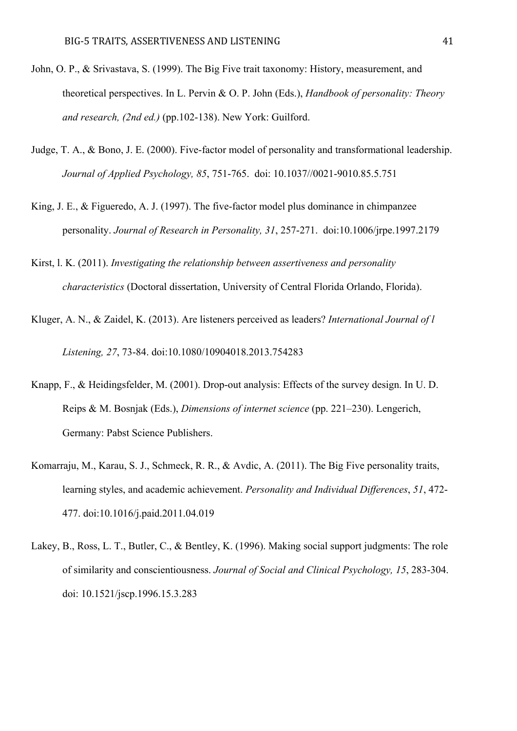John, O. P., & Srivastava, S. (1999). The Big Five trait taxonomy: History, measurement, and theoretical perspectives. In L. Pervin & O. P. John (Eds.), *Handbook of personality: Theory and research, (2nd ed.)* (pp.102-138). New York: Guilford.

Judge, T. A., & Bono, J. E. (2000). Five-factor model of personality and transformational leadership. *Journal of Applied Psychology, 85*, 751-765. doi: 10.1037//0021-9010.85.5.751

King, J. E., & Figueredo, A. J. (1997). The five-factor model plus dominance in chimpanzee personality. *Journal of Research in Personality, 31*, 257-271. doi:10.1006/jrpe.1997.2179

Kirst, l. K. (2011). *Investigating the relationship between assertiveness and personality characteristics* (Doctoral dissertation, University of Central Florida Orlando, Florida).

Kluger, A. N., & Zaidel, K. (2013). Are listeners perceived as leaders? *International Journal of l Listening, 27*, 73-84. doi:10.1080/10904018.2013.754283

Knapp, F., & Heidingsfelder, M. (2001). Drop-out analysis: Effects of the survey design. In U. D. Reips & M. Bosnjak (Eds.), *Dimensions of internet science* (pp. 221–230). Lengerich, Germany: Pabst Science Publishers.

Komarraju, M., Karau, S. J., Schmeck, R. R., & Avdic, A. (2011). The Big Five personality traits, learning styles, and academic achievement. *Personality and Individual Differences*, *51*, 472-477. doi:10.1016/j.paid.2011.04.019

Lakey, B., Ross, L. T., Butler, C., & Bentley, K. (1996). Making social support judgments: The role of similarity and conscientiousness. *Journal of Social and Clinical Psychology, 15*, 283-304. doi: 10.1521/jscp.1996.15.3.283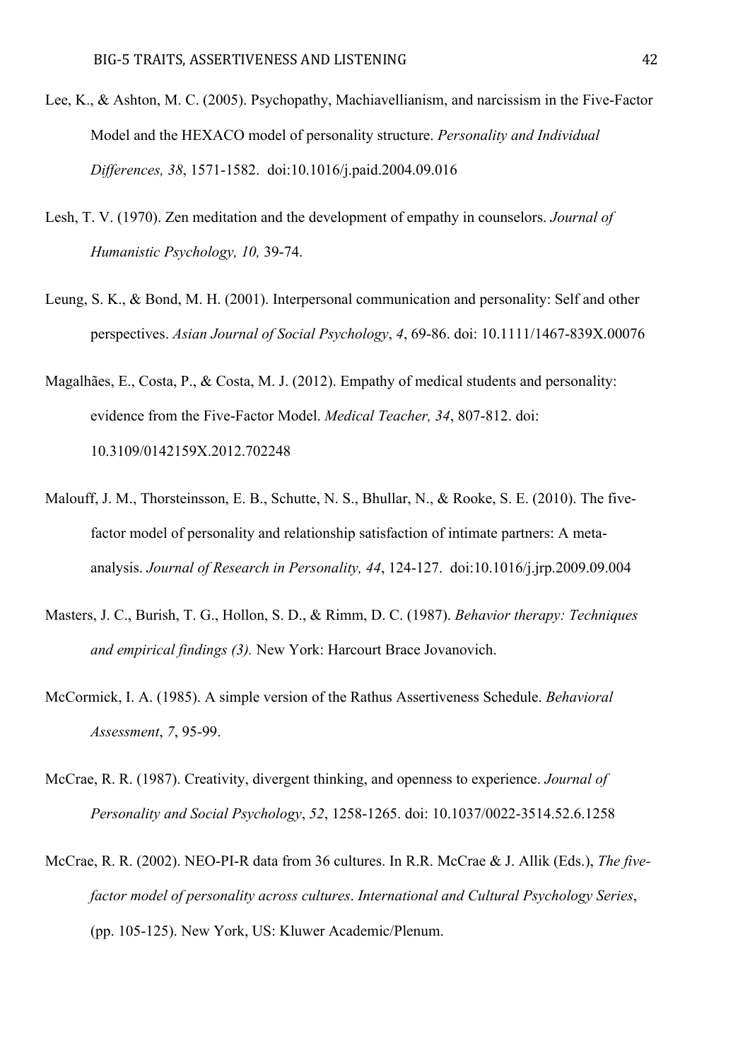Lee, K., & Ashton, M. C. (2005). Psychopathy, Machiavellianism, and narcissism in the Five-Factor Model and the HEXACO model of personality structure. *Personality and Individual Differences, 38*, 1571-1582. doi:10.1016/j.paid.2004.09.016

Lesh, T. V. (1970). Zen meditation and the development of empathy in counselors. *Journal of Humanistic Psychology, 10,* 39-74.

Leung, S. K., & Bond, M. H. (2001). Interpersonal communication and personality: Self and other perspectives. *Asian Journal of Social Psychology*, *4*, 69-86. doi: 10.1111/1467-839X.00076

Magalhães, E., Costa, P., & Costa, M. J. (2012). Empathy of medical students and personality: evidence from the Five-Factor Model. *Medical Teacher, 34*, 807-812. doi: 10.3109/0142159X.2012.702248

Malouff, J. M., Thorsteinsson, E. B., Schutte, N. S., Bhullar, N., & Rooke, S. E. (2010). The five-factor model of personality and relationship satisfaction of intimate partners: A meta-analysis. *Journal of Research in Personality, 44*, 124-127. doi:10.1016/j.jrp.2009.09.004

Masters, J. C., Burish, T. G., Hollon, S. D., & Rimm, D. C. (1987). *Behavior therapy: Techniques and empirical findings (3).* New York: Harcourt Brace Jovanovich.

McCormick, I. A. (1985). A simple version of the Rathus Assertiveness Schedule. *Behavioral Assessment*, *7*, 95-99.

McCrae, R. R. (1987). Creativity, divergent thinking, and openness to experience. *Journal of Personality and Social Psychology*, *52*, 1258-1265. doi: 10.1037/0022-3514.52.6.1258

McCrae, R. R. (2002). NEO-PI-R data from 36 cultures. In R.R. McCrae & J. Allik (Eds.), *The five-factor model of personality across cultures*. *International and Cultural Psychology Series*, (pp. 105-125). New York, US: Kluwer Academic/Plenum.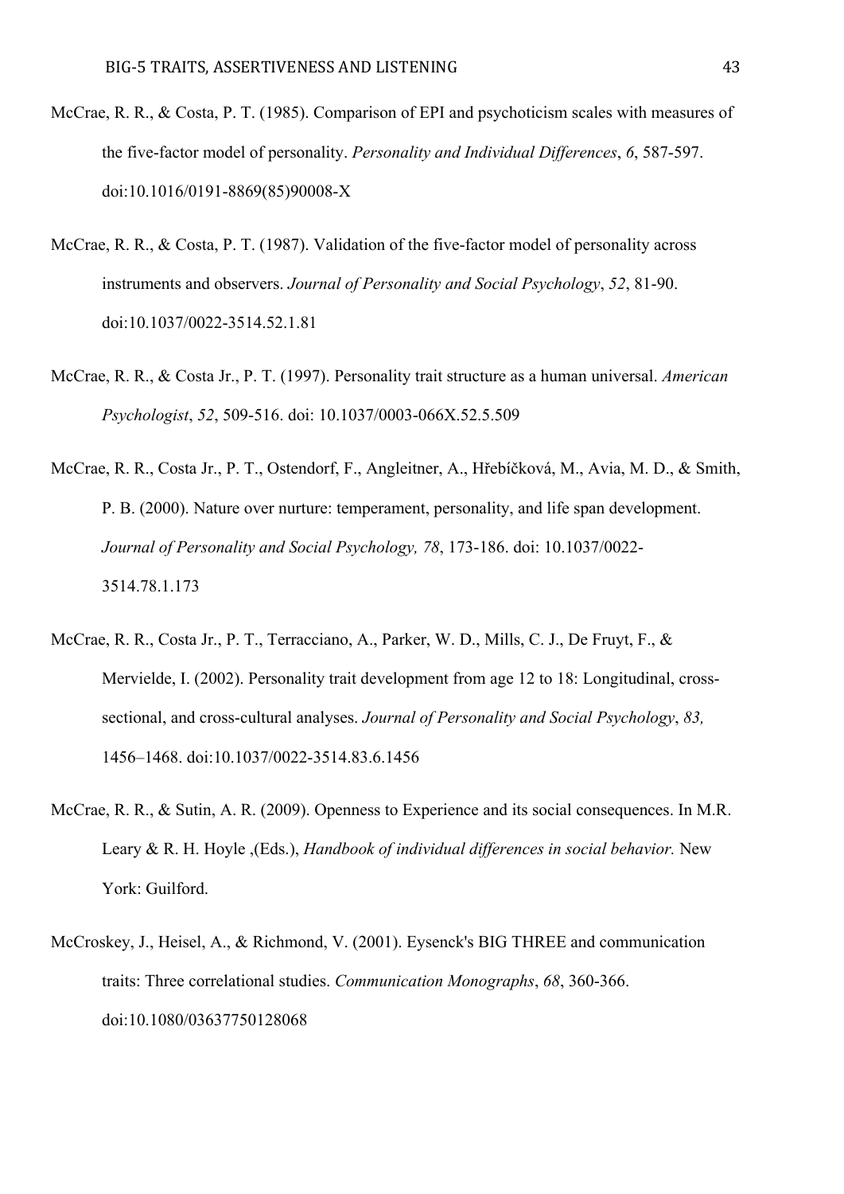McCrae, R. R., & Costa, P. T. (1985). Comparison of EPI and psychoticism scales with measures of the five-factor model of personality. *Personality and Individual Differences*, *6*, 587-597. doi:10.1016/0191-8869(85)90008-X

McCrae, R. R., & Costa, P. T. (1987). Validation of the five-factor model of personality across instruments and observers. *Journal of Personality and Social Psychology*, *52*, 81-90. doi:10.1037/0022-3514.52.1.81

McCrae, R. R., & Costa Jr., P. T. (1997). Personality trait structure as a human universal. *American Psychologist*, *52*, 509-516. doi: 10.1037/0003-066X.52.5.509

McCrae, R. R., Costa Jr., P. T., Ostendorf, F., Angleitner, A., Hřebíčková, M., Avia, M. D., & Smith, P. B. (2000). Nature over nurture: temperament, personality, and life span development. *Journal of Personality and Social Psychology, 78*, 173-186. doi: 10.1037/0022-3514.78.1.173

McCrae, R. R., Costa Jr., P. T., Terracciano, A., Parker, W. D., Mills, C. J., De Fruyt, F., & Mervielde, I. (2002). Personality trait development from age 12 to 18: Longitudinal, cross-sectional, and cross-cultural analyses. *Journal of Personality and Social Psychology*, *83,* 1456–1468. doi:10.1037/0022-3514.83.6.1456

McCrae, R. R., & Sutin, A. R. (2009). Openness to Experience and its social consequences. In M.R. Leary & R. H. Hoyle ,(Eds.), *Handbook of individual differences in social behavior.* New York: Guilford.

McCroskey, J., Heisel, A., & Richmond, V. (2001). Eysenck's BIG THREE and communication traits: Three correlational studies. *Communication Monographs*, *68*, 360-366. doi:10.1080/03637750128068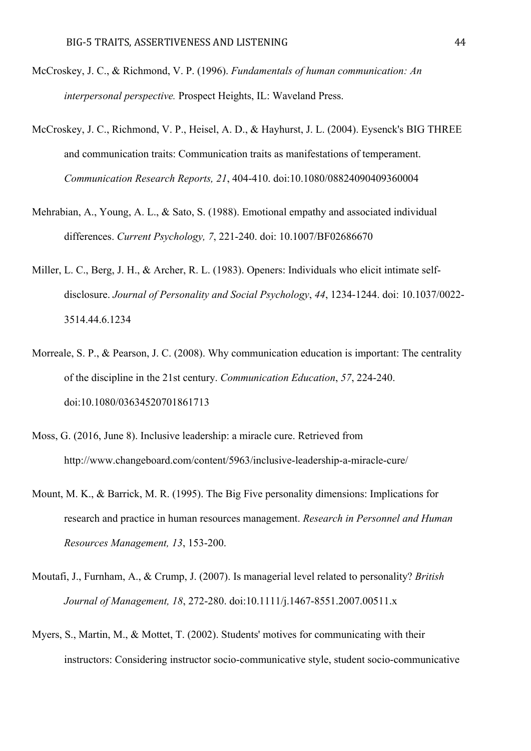McCroskey, J. C., & Richmond, V. P. (1996). *Fundamentals of human communication: An interpersonal perspective.* Prospect Heights, IL: Waveland Press.

McCroskey, J. C., Richmond, V. P., Heisel, A. D., & Hayhurst, J. L. (2004). Eysenck's BIG THREE and communication traits: Communication traits as manifestations of temperament. *Communication Research Reports, 21*, 404-410. doi:10.1080/08824090409360004

Mehrabian, A., Young, A. L., & Sato, S. (1988). Emotional empathy and associated individual differences. *Current Psychology, 7*, 221-240. doi: 10.1007/BF02686670

Miller, L. C., Berg, J. H., & Archer, R. L. (1983). Openers: Individuals who elicit intimate self-disclosure. *Journal of Personality and Social Psychology*, *44*, 1234-1244. doi: 10.1037/0022-3514.44.6.1234

Morreale, S. P., & Pearson, J. C. (2008). Why communication education is important: The centrality of the discipline in the 21st century. *Communication Education*, *57*, 224-240. doi:10.1080/03634520701861713

Moss, G. (2016, June 8). Inclusive leadership: a miracle cure. Retrieved from http://www.changeboard.com/content/5963/inclusive-leadership-a-miracle-cure/

Mount, M. K., & Barrick, M. R. (1995). The Big Five personality dimensions: Implications for research and practice in human resources management. *Research in Personnel and Human Resources Management, 13*, 153-200.

Moutafi, J., Furnham, A., & Crump, J. (2007). Is managerial level related to personality? *British Journal of Management, 18*, 272-280. doi:10.1111/j.1467-8551.2007.00511.x

Myers, S., Martin, M., & Mottet, T. (2002). Students' motives for communicating with their instructors: Considering instructor socio-communicative style, student socio-communicative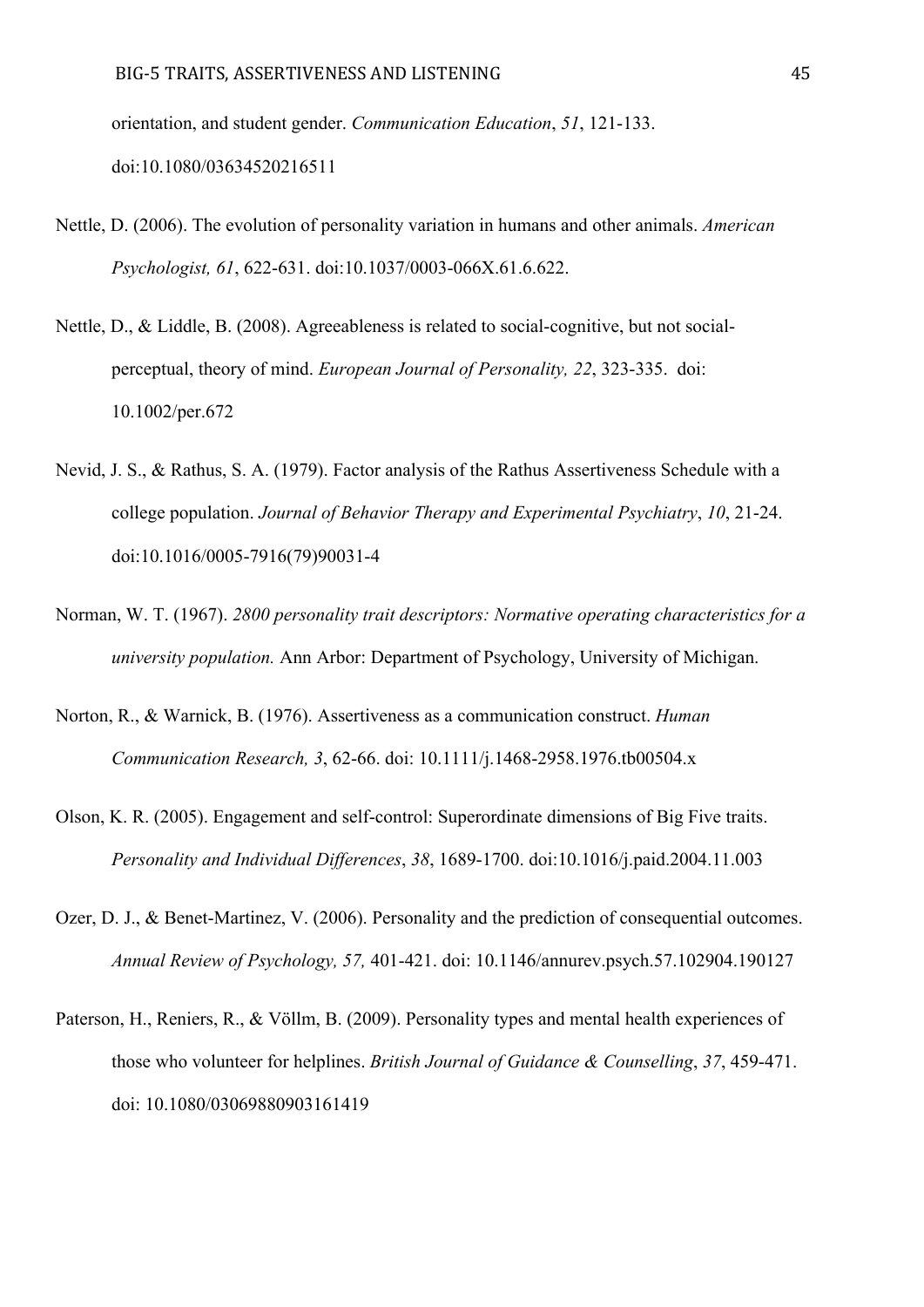orientation, and student gender. *Communication Education*, *51*, 121-133. doi:10.1080/03634520216511

Nettle, D. (2006). The evolution of personality variation in humans and other animals. *American Psychologist, 61*, 622-631. doi:10.1037/0003-066X.61.6.622.

Nettle, D., & Liddle, B. (2008). Agreeableness is related to social-cognitive, but not social-perceptual, theory of mind. *European Journal of Personality, 22*, 323-335. doi: 10.1002/per.672

Nevid, J. S., & Rathus, S. A. (1979). Factor analysis of the Rathus Assertiveness Schedule with a college population. *Journal of Behavior Therapy and Experimental Psychiatry*, *10*, 21-24. doi:10.1016/0005-7916(79)90031-4

Norman, W. T. (1967). *2800 personality trait descriptors: Normative operating characteristics for a university population.* Ann Arbor: Department of Psychology, University of Michigan.

Norton, R., & Warnick, B. (1976). Assertiveness as a communication construct. *Human Communication Research, 3*, 62-66. doi: 10.1111/j.1468-2958.1976.tb00504.x

Olson, K. R. (2005). Engagement and self-control: Superordinate dimensions of Big Five traits. *Personality and Individual Differences*, *38*, 1689-1700. doi:10.1016/j.paid.2004.11.003

Ozer, D. J., & Benet-Martinez, V. (2006). Personality and the prediction of consequential outcomes. *Annual Review of Psychology, 57,* 401-421. doi: 10.1146/annurev.psych.57.102904.190127

Paterson, H., Reniers, R., & Völlm, B. (2009). Personality types and mental health experiences of those who volunteer for helplines. *British Journal of Guidance & Counselling*, *37*, 459-471. doi: 10.1080/03069880903161419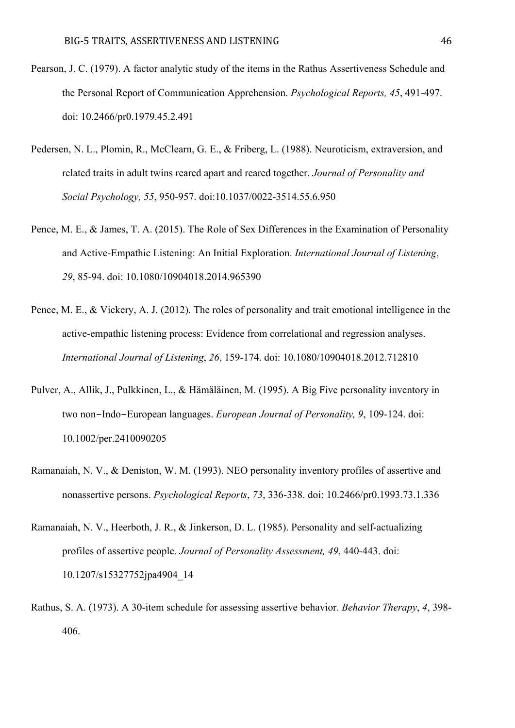Pearson, J. C. (1979). A factor analytic study of the items in the Rathus Assertiveness Schedule and the Personal Report of Communication Apprehension. *Psychological Reports, 45*, 491-497. doi: 10.2466/pr0.1979.45.2.491

Pedersen, N. L., Plomin, R., McClearn, G. E., & Friberg, L. (1988). Neuroticism, extraversion, and related traits in adult twins reared apart and reared together. *Journal of Personality and Social Psychology, 55*, 950-957. doi:10.1037/0022-3514.55.6.950

Pence, M. E., & James, T. A. (2015). The Role of Sex Differences in the Examination of Personality and Active-Empathic Listening: An Initial Exploration. *International Journal of Listening*, *29*, 85-94. doi: 10.1080/10904018.2014.965390

Pence, M. E., & Vickery, A. J. (2012). The roles of personality and trait emotional intelligence in the active-empathic listening process: Evidence from correlational and regression analyses. *International Journal of Listening*, *26*, 159-174. doi: 10.1080/10904018.2012.712810

Pulver, A., Allik, J., Pulkkinen, L., & Hämäläinen, M. (1995). A Big Five personality inventory in two non‐Indo‐European languages. *European Journal of Personality, 9*, 109-124. doi: 10.1002/per.2410090205

Ramanaiah, N. V., & Deniston, W. M. (1993). NEO personality inventory profiles of assertive and nonassertive persons. *Psychological Reports*, *73*, 336-338. doi: 10.2466/pr0.1993.73.1.336

Ramanaiah, N. V., Heerboth, J. R., & Jinkerson, D. L. (1985). Personality and self-actualizing profiles of assertive people. *Journal of Personality Assessment, 49*, 440-443. doi: 10.1207/s15327752jpa4904_14

Rathus, S. A. (1973). A 30-item schedule for assessing assertive behavior. *Behavior Therapy*, *4*, 398-406.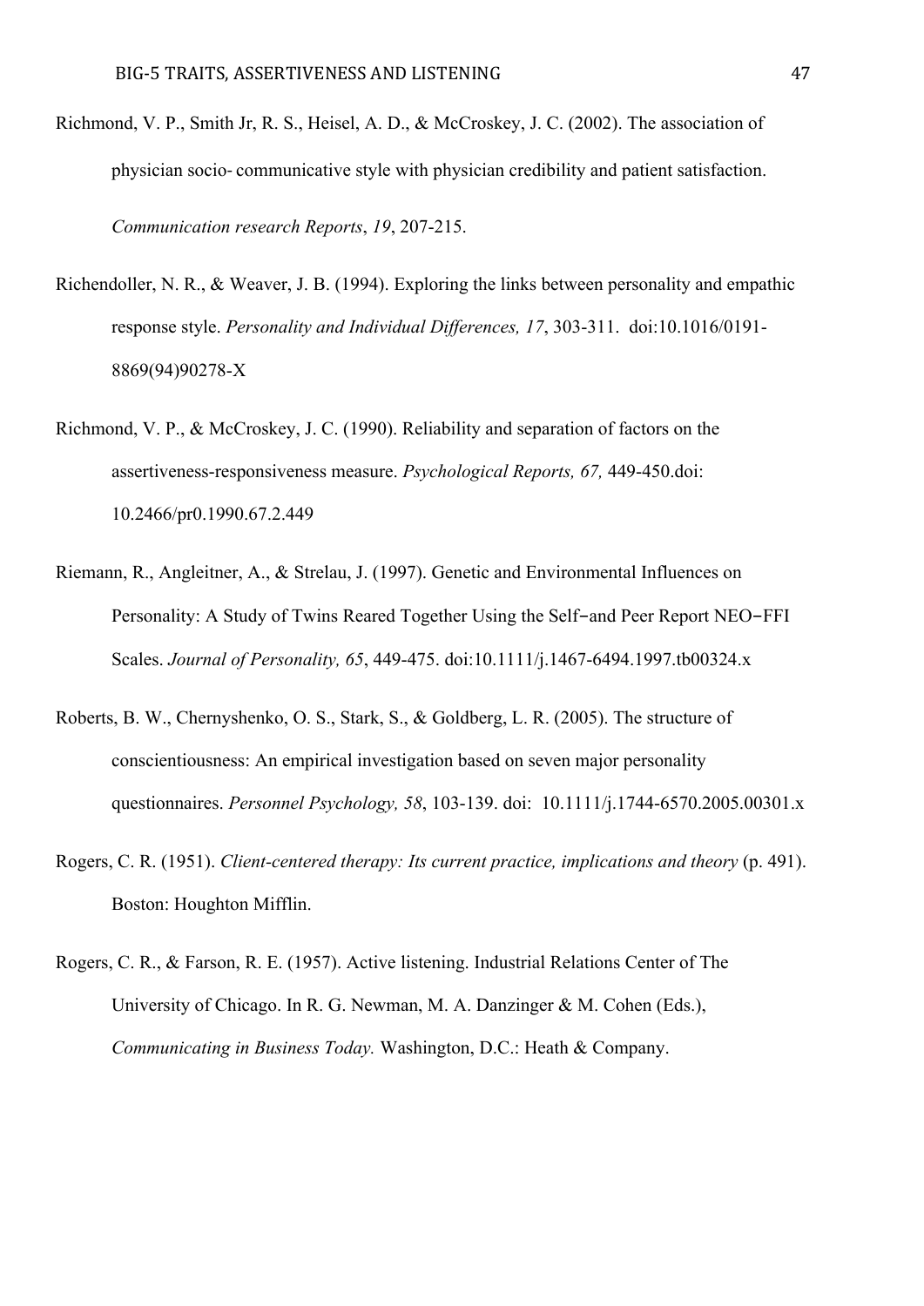Richmond, V. P., Smith Jr, R. S., Heisel, A. D., & McCroskey, J. C. (2002). The association of physician socio- communicative style with physician credibility and patient satisfaction. *Communication research Reports*, *19*, 207-215.

Richendoller, N. R., & Weaver, J. B. (1994). Exploring the links between personality and empathic response style. *Personality and Individual Differences, 17*, 303-311. doi:10.1016/0191-8869(94)90278-X

Richmond, V. P., & McCroskey, J. C. (1990). Reliability and separation of factors on the assertiveness-responsiveness measure. *Psychological Reports, 67,* 449-450.doi: 10.2466/pr0.1990.67.2.449

Riemann, R., Angleitner, A., & Strelau, J. (1997). Genetic and Environmental Influences on Personality: A Study of Twins Reared Together Using the Self–and Peer Report NEO–FFI Scales. *Journal of Personality, 65*, 449-475. doi:10.1111/j.1467-6494.1997.tb00324.x

Roberts, B. W., Chernyshenko, O. S., Stark, S., & Goldberg, L. R. (2005). The structure of conscientiousness: An empirical investigation based on seven major personality questionnaires. *Personnel Psychology, 58*, 103-139. doi: 10.1111/j.1744-6570.2005.00301.x

Rogers, C. R. (1951). *Client-centered therapy: Its current practice, implications and theory* (p. 491). Boston: Houghton Mifflin.

Rogers, C. R., & Farson, R. E. (1957). Active listening. Industrial Relations Center of The University of Chicago. In R. G. Newman, M. A. Danzinger & M. Cohen (Eds.), *Communicating in Business Today.* Washington, D.C.: Heath & Company.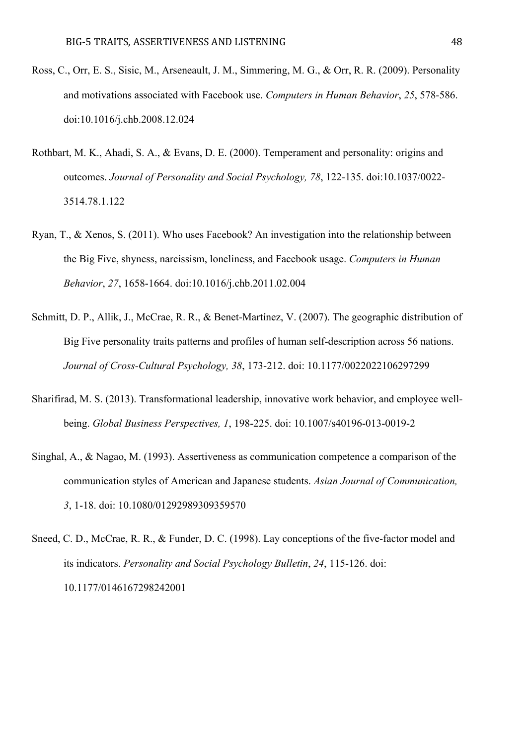Ross, C., Orr, E. S., Sisic, M., Arseneault, J. M., Simmering, M. G., & Orr, R. R. (2009). Personality and motivations associated with Facebook use. *Computers in Human Behavior*, *25*, 578-586. doi:10.1016/j.chb.2008.12.024

Rothbart, M. K., Ahadi, S. A., & Evans, D. E. (2000). Temperament and personality: origins and outcomes. *Journal of Personality and Social Psychology, 78*, 122-135. doi:10.1037/0022-3514.78.1.122

Ryan, T., & Xenos, S. (2011). Who uses Facebook? An investigation into the relationship between the Big Five, shyness, narcissism, loneliness, and Facebook usage. *Computers in Human Behavior*, *27*, 1658-1664. doi:10.1016/j.chb.2011.02.004

Schmitt, D. P., Allik, J., McCrae, R. R., & Benet-Martínez, V. (2007). The geographic distribution of Big Five personality traits patterns and profiles of human self-description across 56 nations. *Journal of Cross-Cultural Psychology, 38*, 173-212. doi: 10.1177/0022022106297299

Sharifirad, M. S. (2013). Transformational leadership, innovative work behavior, and employee well-being. *Global Business Perspectives, 1*, 198-225. doi: 10.1007/s40196-013-0019-2

Singhal, A., & Nagao, M. (1993). Assertiveness as communication competence a comparison of the communication styles of American and Japanese students. *Asian Journal of Communication, 3*, 1-18. doi: 10.1080/01292989309359570

Sneed, C. D., McCrae, R. R., & Funder, D. C. (1998). Lay conceptions of the five-factor model and its indicators. *Personality and Social Psychology Bulletin*, *24*, 115-126. doi: 10.1177/0146167298242001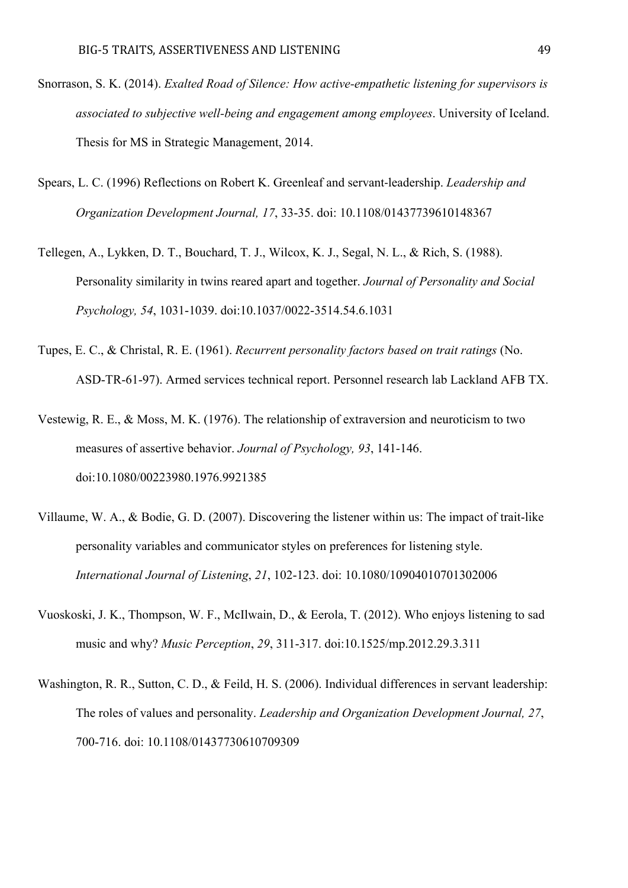Snorrason, S. K. (2014). *Exalted Road of Silence: How active-empathetic listening for supervisors is associated to subjective well-being and engagement among employees*. University of Iceland. Thesis for MS in Strategic Management, 2014.

Spears, L. C. (1996) Reflections on Robert K. Greenleaf and servant-leadership. *Leadership and Organization Development Journal, 17*, 33-35. doi: 10.1108/01437739610148367

Tellegen, A., Lykken, D. T., Bouchard, T. J., Wilcox, K. J., Segal, N. L., & Rich, S. (1988). Personality similarity in twins reared apart and together. *Journal of Personality and Social Psychology, 54*, 1031-1039. doi:10.1037/0022-3514.54.6.1031

Tupes, E. C., & Christal, R. E. (1961). *Recurrent personality factors based on trait ratings* (No. ASD-TR-61-97). Armed services technical report. Personnel research lab Lackland AFB TX.

Vestewig, R. E., & Moss, M. K. (1976). The relationship of extraversion and neuroticism to two measures of assertive behavior. *Journal of Psychology, 93*, 141-146. doi:10.1080/00223980.1976.9921385

Villaume, W. A., & Bodie, G. D. (2007). Discovering the listener within us: The impact of trait-like personality variables and communicator styles on preferences for listening style. *International Journal of Listening*, *21*, 102-123. doi: 10.1080/10904010701302006

Vuoskoski, J. K., Thompson, W. F., McIlwain, D., & Eerola, T. (2012). Who enjoys listening to sad music and why? *Music Perception*, *29*, 311-317. doi:10.1525/mp.2012.29.3.311

Washington, R. R., Sutton, C. D., & Feild, H. S. (2006). Individual differences in servant leadership: The roles of values and personality. *Leadership and Organization Development Journal, 27*, 700-716. doi: 10.1108/01437730610709309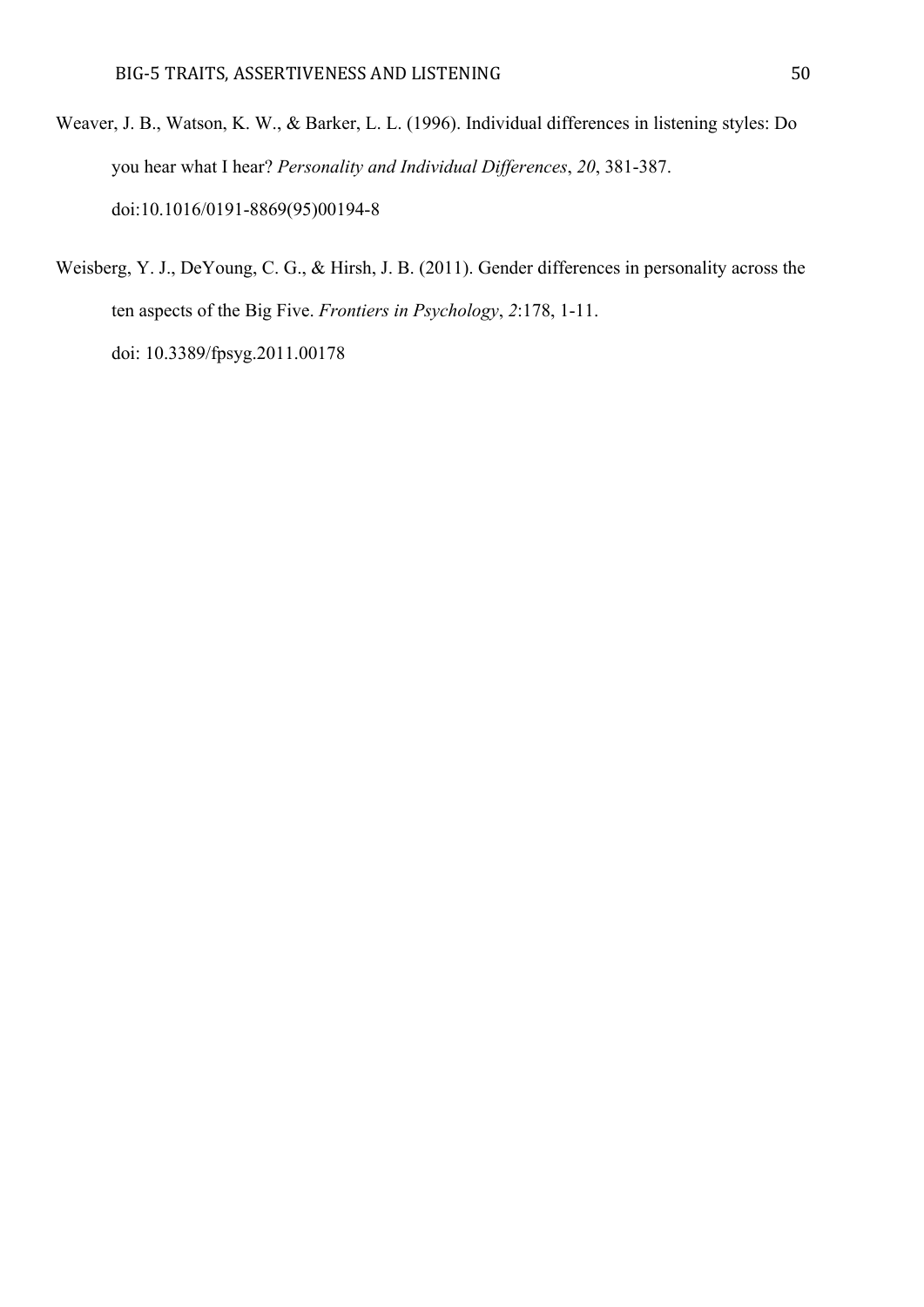Weaver, J. B., Watson, K. W., & Barker, L. L. (1996). Individual differences in listening styles: Do you hear what I hear? *Personality and Individual Differences*, *20*, 381-387. doi:10.1016/0191-8869(95)00194-8

Weisberg, Y. J., DeYoung, C. G., & Hirsh, J. B. (2011). Gender differences in personality across the ten aspects of the Big Five. *Frontiers in Psychology*, *2*:178, 1-11. doi: 10.3389/fpsyg.2011.00178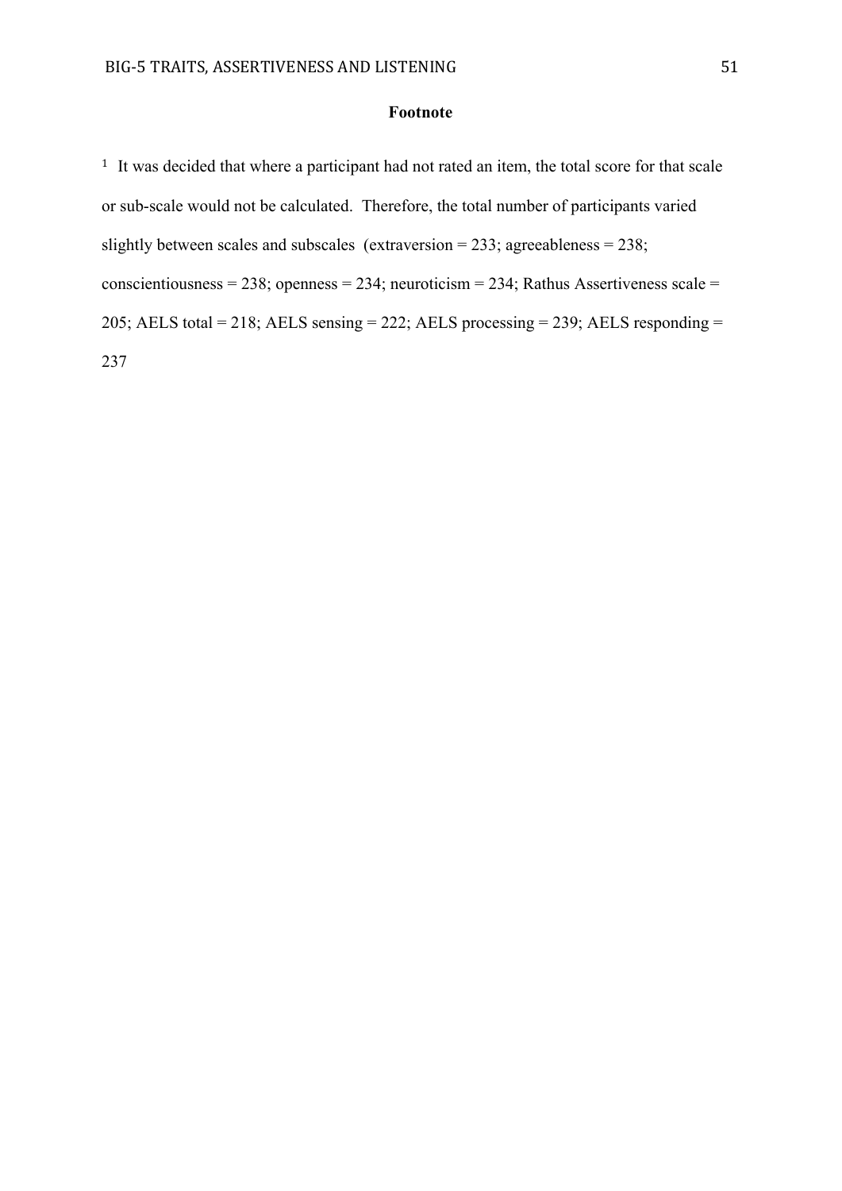## Footnote

[1] It was decided that where a participant had not rated an item, the total score for that scale or sub-scale would not be calculated. Therefore, the total number of participants varied slightly between scales and subscales (extraversion = 233; agreeableness = 238; conscientiousness = 238; openness = 234; neuroticism = 234; Rathus Assertiveness scale = 205; AELS total = 218; AELS sensing = 222; AELS processing = 239; AELS responding = 237